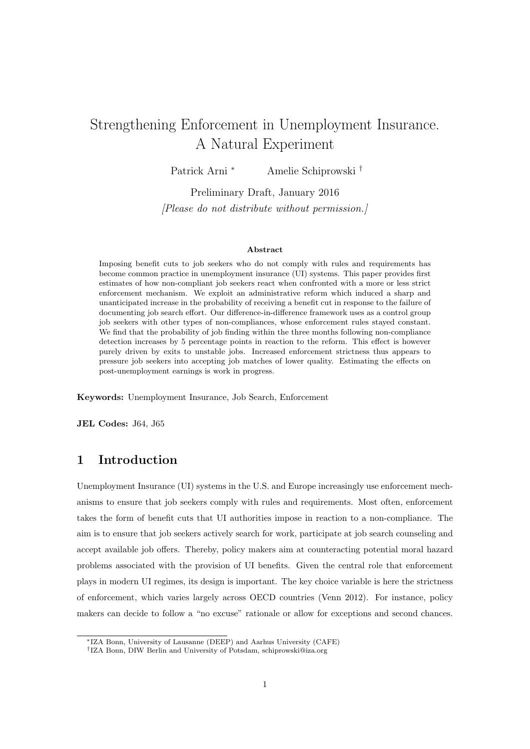# Strengthening Enforcement in Unemployment Insurance. A Natural Experiment

Patrick Arni [*] Amelie Schiprowski [†]

Preliminary Draft, January 2016

*[Please do not distribute without permission.]*

**Abstract**

Imposing benefit cuts to job seekers who do not comply with rules and requirements has become common practice in unemployment insurance (UI) systems. This paper provides first estimates of how non-compliant job seekers react when confronted with a more or less strict enforcement mechanism. We exploit an administrative reform which induced a sharp and unanticipated increase in the probability of receiving a benefit cut in response to the failure of documenting job search effort. Our difference-in-difference framework uses as a control group job seekers with other types of non-compliances, whose enforcement rules stayed constant. We find that the probability of job finding within the three months following non-compliance detection increases by 5 percentage points in reaction to the reform. This effect is however purely driven by exits to unstable jobs. Increased enforcement strictness thus appears to pressure job seekers into accepting job matches of lower quality. Estimating the effects on post-unemployment earnings is work in progress.

**Keywords:** Unemployment Insurance, Job Search, Enforcement

**JEL Codes:** J64, J65

## 1 Introduction

Unemployment Insurance (UI) systems in the U.S. and Europe increasingly use enforcement mechanisms to ensure that job seekers comply with rules and requirements. Most often, enforcement takes the form of benefit cuts that UI authorities impose in reaction to a non-compliance. The aim is to ensure that job seekers actively search for work, participate at job search counseling and accept available job offers. Thereby, policy makers aim at counteracting potential moral hazard problems associated with the provision of UI benefits. Given the central role that enforcement plays in modern UI regimes, its design is important. The key choice variable is here the strictness of enforcement, which varies largely across OECD countries (Venn 2012). For instance, policy makers can decide to follow a "no excuse" rationale or allow for exceptions and second chances.

[*] IZA Bonn, University of Lausanne (DEEP) and Aarhus University (CAFE)

[†] IZA Bonn, DIW Berlin and University of Potsdam, schiprowski@iza.org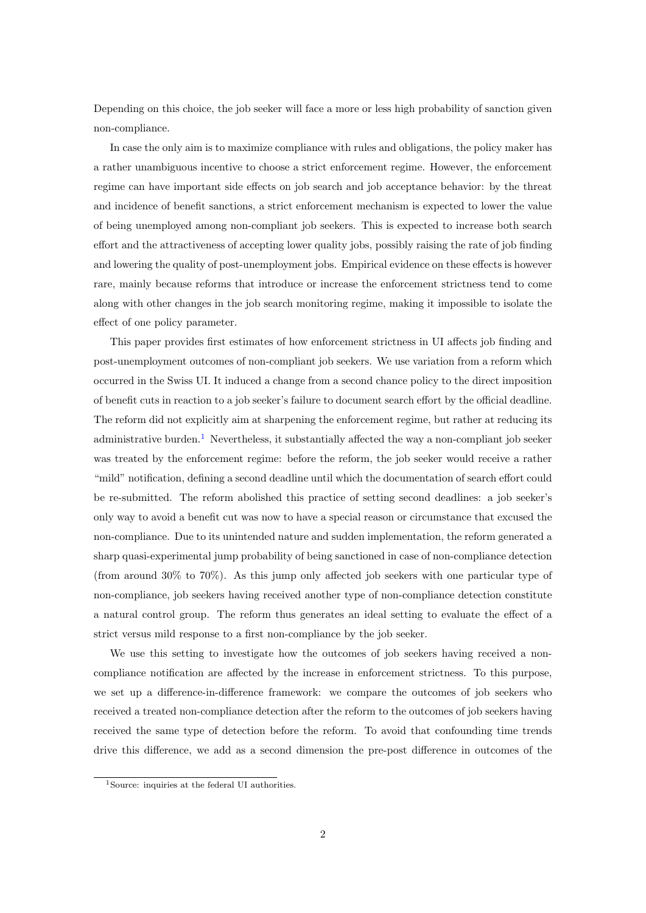Depending on this choice, the job seeker will face a more or less high probability of sanction given non-compliance.

In case the only aim is to maximize compliance with rules and obligations, the policy maker has a rather unambiguous incentive to choose a strict enforcement regime. However, the enforcement regime can have important side effects on job search and job acceptance behavior: by the threat and incidence of benefit sanctions, a strict enforcement mechanism is expected to lower the value of being unemployed among non-compliant job seekers. This is expected to increase both search effort and the attractiveness of accepting lower quality jobs, possibly raising the rate of job finding and lowering the quality of post-unemployment jobs. Empirical evidence on these effects is however rare, mainly because reforms that introduce or increase the enforcement strictness tend to come along with other changes in the job search monitoring regime, making it impossible to isolate the effect of one policy parameter.

This paper provides first estimates of how enforcement strictness in UI affects job finding and post-unemployment outcomes of non-compliant job seekers. We use variation from a reform which occurred in the Swiss UI. It induced a change from a second chance policy to the direct imposition of benefit cuts in reaction to a job seeker's failure to document search effort by the official deadline. The reform did not explicitly aim at sharpening the enforcement regime, but rather at reducing its administrative burden.[1] Nevertheless, it substantially affected the way a non-compliant job seeker was treated by the enforcement regime: before the reform, the job seeker would receive a rather "mild" notification, defining a second deadline until which the documentation of search effort could be re-submitted. The reform abolished this practice of setting second deadlines: a job seeker's only way to avoid a benefit cut was now to have a special reason or circumstance that excused the non-compliance. Due to its unintended nature and sudden implementation, the reform generated a sharp quasi-experimental jump probability of being sanctioned in case of non-compliance detection (from around 30% to 70%). As this jump only affected job seekers with one particular type of non-compliance, job seekers having received another type of non-compliance detection constitute a natural control group. The reform thus generates an ideal setting to evaluate the effect of a strict versus mild response to a first non-compliance by the job seeker.

We use this setting to investigate how the outcomes of job seekers having received a non-compliance notification are affected by the increase in enforcement strictness. To this purpose, we set up a difference-in-difference framework: we compare the outcomes of job seekers who received a treated non-compliance detection after the reform to the outcomes of job seekers having received the same type of detection before the reform. To avoid that confounding time trends drive this difference, we add as a second dimension the pre-post difference in outcomes of the

[1] Source: inquiries at the federal UI authorities.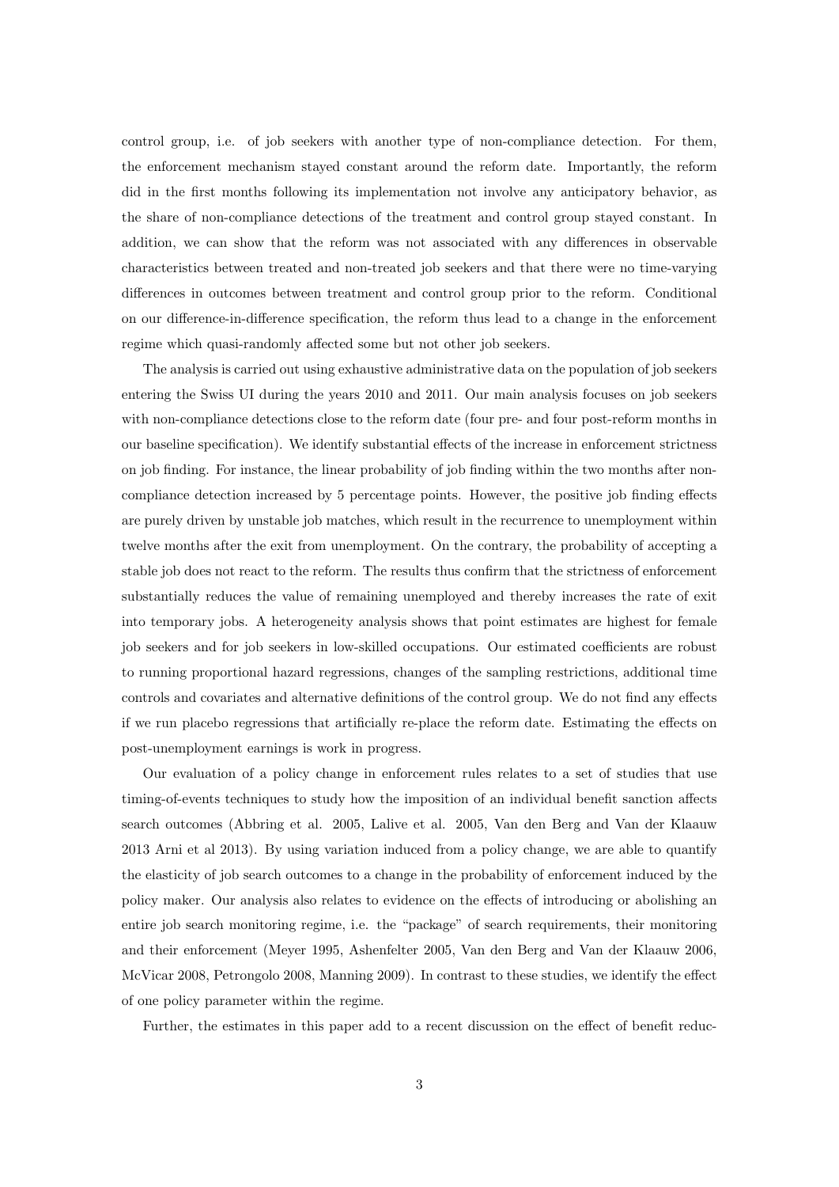control group, i.e. of job seekers with another type of non-compliance detection. For them, the enforcement mechanism stayed constant around the reform date. Importantly, the reform did in the first months following its implementation not involve any anticipatory behavior, as the share of non-compliance detections of the treatment and control group stayed constant. In addition, we can show that the reform was not associated with any differences in observable characteristics between treated and non-treated job seekers and that there were no time-varying differences in outcomes between treatment and control group prior to the reform. Conditional on our difference-in-difference specification, the reform thus lead to a change in the enforcement regime which quasi-randomly affected some but not other job seekers.

The analysis is carried out using exhaustive administrative data on the population of job seekers entering the Swiss UI during the years 2010 and 2011. Our main analysis focuses on job seekers with non-compliance detections close to the reform date (four pre- and four post-reform months in our baseline specification). We identify substantial effects of the increase in enforcement strictness on job finding. For instance, the linear probability of job finding within the two months after non-compliance detection increased by 5 percentage points. However, the positive job finding effects are purely driven by unstable job matches, which result in the recurrence to unemployment within twelve months after the exit from unemployment. On the contrary, the probability of accepting a stable job does not react to the reform. The results thus confirm that the strictness of enforcement substantially reduces the value of remaining unemployed and thereby increases the rate of exit into temporary jobs. A heterogeneity analysis shows that point estimates are highest for female job seekers and for job seekers in low-skilled occupations. Our estimated coefficients are robust to running proportional hazard regressions, changes of the sampling restrictions, additional time controls and covariates and alternative definitions of the control group. We do not find any effects if we run placebo regressions that artificially re-place the reform date. Estimating the effects on post-unemployment earnings is work in progress.

Our evaluation of a policy change in enforcement rules relates to a set of studies that use timing-of-events techniques to study how the imposition of an individual benefit sanction affects search outcomes (Abbring et al. 2005, Lalive et al. 2005, Van den Berg and Van der Klaauw 2013 Arni et al 2013). By using variation induced from a policy change, we are able to quantify the elasticity of job search outcomes to a change in the probability of enforcement induced by the policy maker. Our analysis also relates to evidence on the effects of introducing or abolishing an entire job search monitoring regime, i.e. the "package" of search requirements, their monitoring and their enforcement (Meyer 1995, Ashenfelter 2005, Van den Berg and Van der Klaauw 2006, McVicar 2008, Petrongolo 2008, Manning 2009). In contrast to these studies, we identify the effect of one policy parameter within the regime.

Further, the estimates in this paper add to a recent discussion on the effect of benefit reduc-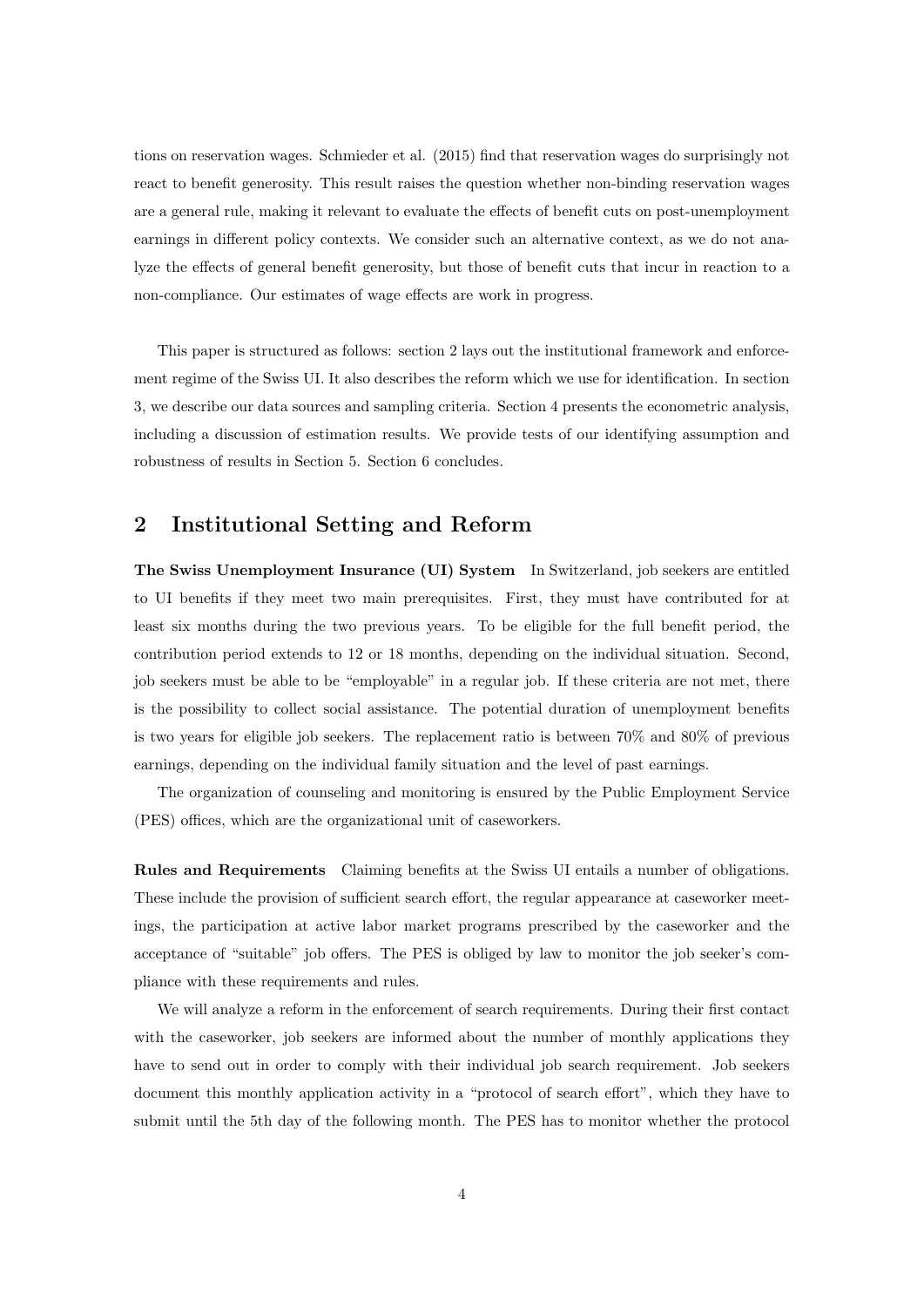tions on reservation wages. Schmieder et al. (2015) find that reservation wages do surprisingly not react to benefit generosity. This result raises the question whether non-binding reservation wages are a general rule, making it relevant to evaluate the effects of benefit cuts on post-unemployment earnings in different policy contexts. We consider such an alternative context, as we do not analyze the effects of general benefit generosity, but those of benefit cuts that incur in reaction to a non-compliance. Our estimates of wage effects are work in progress.

This paper is structured as follows: section 2 lays out the institutional framework and enforcement regime of the Swiss UI. It also describes the reform which we use for identification. In section 3, we describe our data sources and sampling criteria. Section 4 presents the econometric analysis, including a discussion of estimation results. We provide tests of our identifying assumption and robustness of results in Section 5. Section 6 concludes.

## 2 Institutional Setting and Reform

**The Swiss Unemployment Insurance (UI) System** In Switzerland, job seekers are entitled to UI benefits if they meet two main prerequisites. First, they must have contributed for at least six months during the two previous years. To be eligible for the full benefit period, the contribution period extends to 12 or 18 months, depending on the individual situation. Second, job seekers must be able to be "employable" in a regular job. If these criteria are not met, there is the possibility to collect social assistance. The potential duration of unemployment benefits is two years for eligible job seekers. The replacement ratio is between 70% and 80% of previous earnings, depending on the individual family situation and the level of past earnings.

The organization of counseling and monitoring is ensured by the Public Employment Service (PES) offices, which are the organizational unit of caseworkers.

**Rules and Requirements** Claiming benefits at the Swiss UI entails a number of obligations. These include the provision of sufficient search effort, the regular appearance at caseworker meetings, the participation at active labor market programs prescribed by the caseworker and the acceptance of "suitable" job offers. The PES is obliged by law to monitor the job seeker's compliance with these requirements and rules.

We will analyze a reform in the enforcement of search requirements. During their first contact with the caseworker, job seekers are informed about the number of monthly applications they have to send out in order to comply with their individual job search requirement. Job seekers document this monthly application activity in a "protocol of search effort", which they have to submit until the 5th day of the following month. The PES has to monitor whether the protocol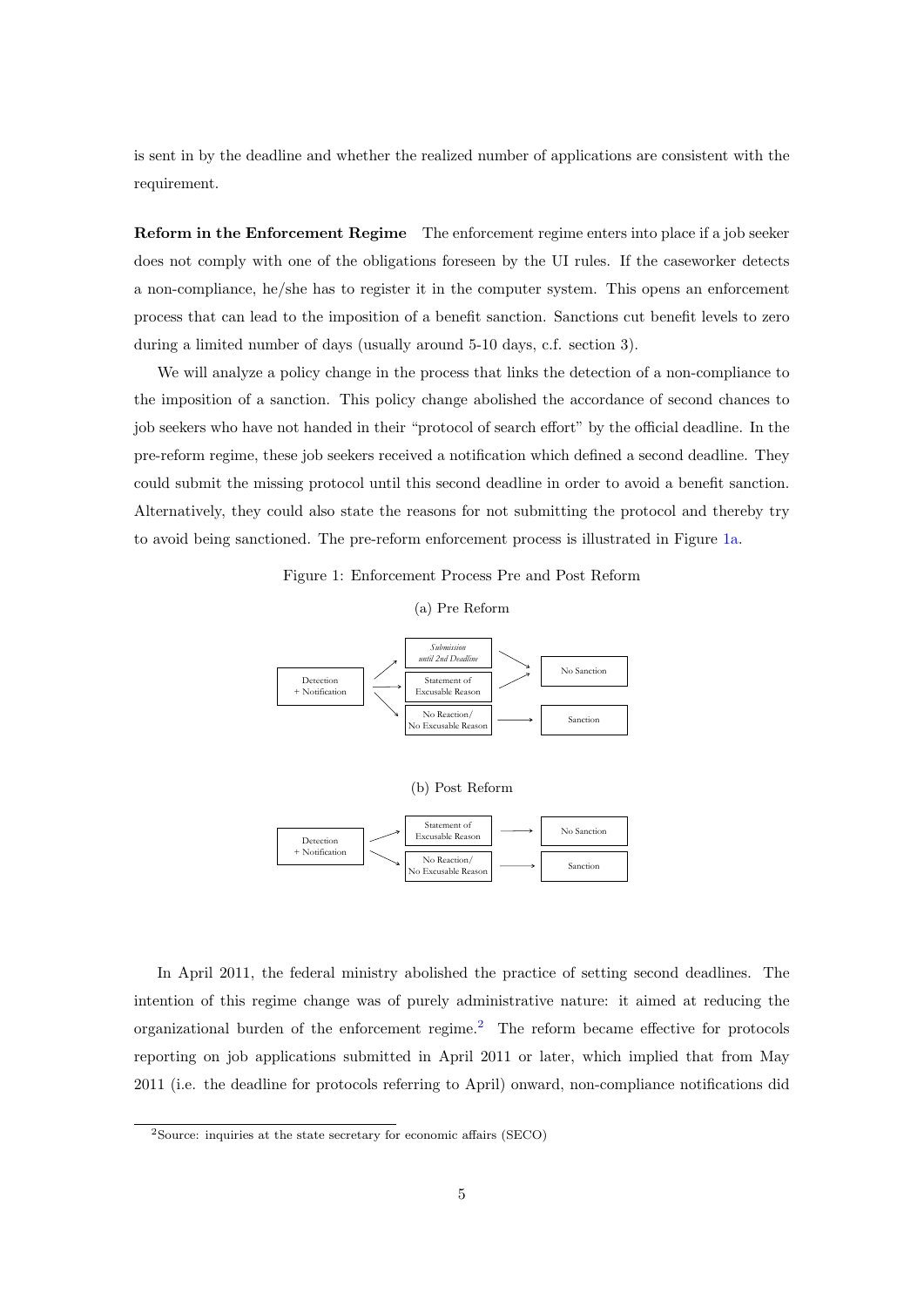is sent in by the deadline and whether the realized number of applications are consistent with the requirement.

**Reform in the Enforcement Regime** The enforcement regime enters into place if a job seeker does not comply with one of the obligations foreseen by the UI rules. If the caseworker detects a non-compliance, he/she has to register it in the computer system. This opens an enforcement process that can lead to the imposition of a benefit sanction. Sanctions cut benefit levels to zero during a limited number of days (usually around 5-10 days, c.f. section 3).

We will analyze a policy change in the process that links the detection of a non-compliance to the imposition of a sanction. This policy change abolished the accordance of second chances to job seekers who have not handed in their "protocol of search effort" by the official deadline. In the pre-reform regime, these job seekers received a notification which defined a second deadline. They could submit the missing protocol until this second deadline in order to avoid a benefit sanction. Alternatively, they could also state the reasons for not submitting the protocol and thereby try to avoid being sanctioned. The pre-reform enforcement process is illustrated in Figure 1a.

Figure 1: Enforcement Process Pre and Post Reform

(a) Pre Reform

Detection + Notification → *Submission until 2nd Deadline* → No Sanction

Detection + Notification → Statement of Excusable Reason → No Sanction

Detection + Notification → No Reaction/ No Excusable Reason → Sanction

(b) Post Reform

Detection + Notification → Statement of Excusable Reason → No Sanction

Detection + Notification → No Reaction/ No Excusable Reason → Sanction

In April 2011, the federal ministry abolished the practice of setting second deadlines. The intention of this regime change was of purely administrative nature: it aimed at reducing the organizational burden of the enforcement regime.[2] The reform became effective for protocols reporting on job applications submitted in April 2011 or later, which implied that from May 2011 (i.e. the deadline for protocols referring to April) onward, non-compliance notifications did

[2] Source: inquiries at the state secretary for economic affairs (SECO)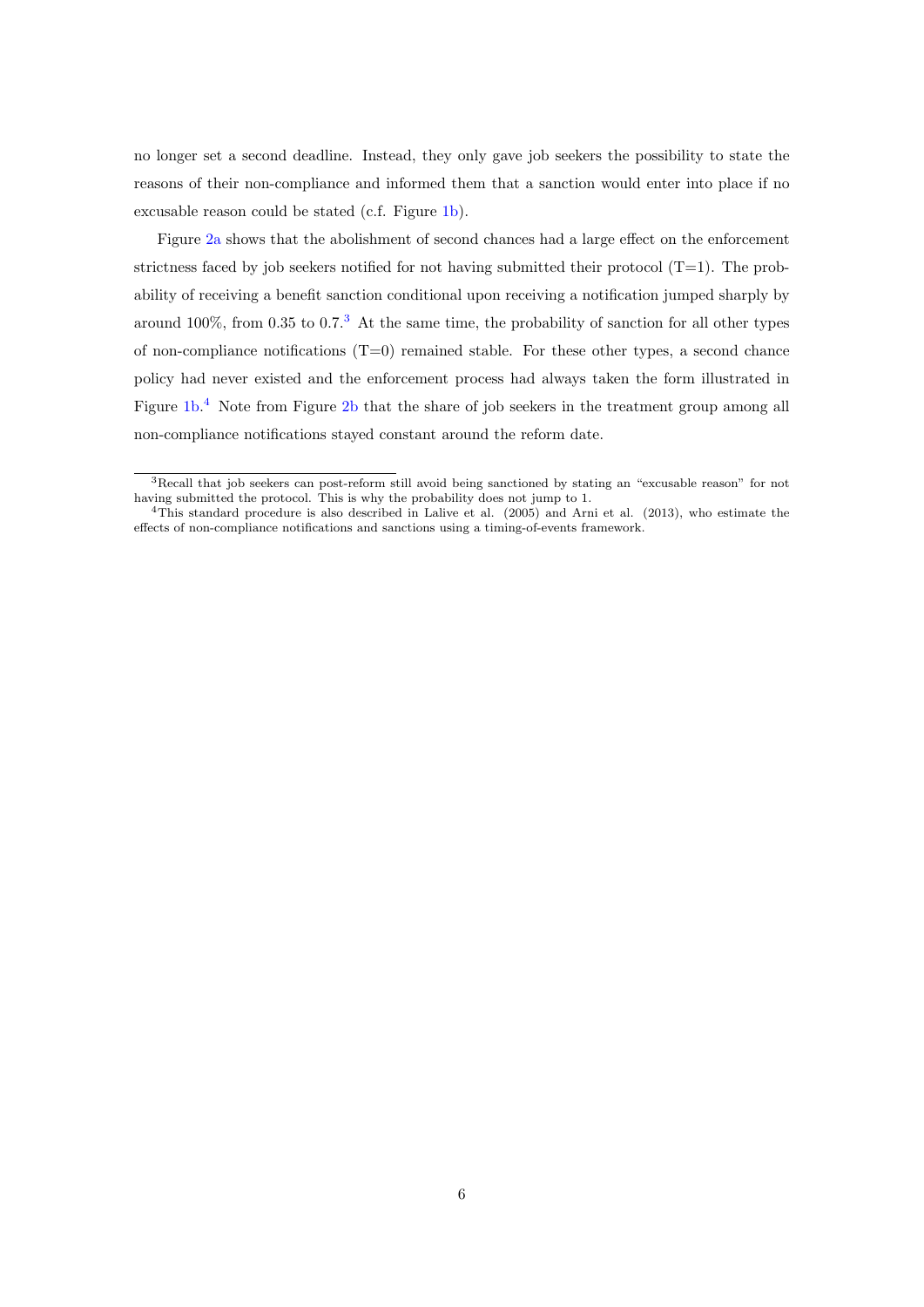no longer set a second deadline. Instead, they only gave job seekers the possibility to state the reasons of their non-compliance and informed them that a sanction would enter into place if no excusable reason could be stated (c.f. Figure 1b).

Figure 2a shows that the abolishment of second chances had a large effect on the enforcement strictness faced by job seekers notified for not having submitted their protocol (T=1). The probability of receiving a benefit sanction conditional upon receiving a notification jumped sharply by around 100%, from 0.35 to 0.7.[3] At the same time, the probability of sanction for all other types of non-compliance notifications (T=0) remained stable. For these other types, a second chance policy had never existed and the enforcement process had always taken the form illustrated in Figure 1b.[4] Note from Figure 2b that the share of job seekers in the treatment group among all non-compliance notifications stayed constant around the reform date.

---

[3] Recall that job seekers can post-reform still avoid being sanctioned by stating an "excusable reason" for not having submitted the protocol. This is why the probability does not jump to 1.

[4] This standard procedure is also described in Lalive et al. (2005) and Arni et al. (2013), who estimate the effects of non-compliance notifications and sanctions using a timing-of-events framework.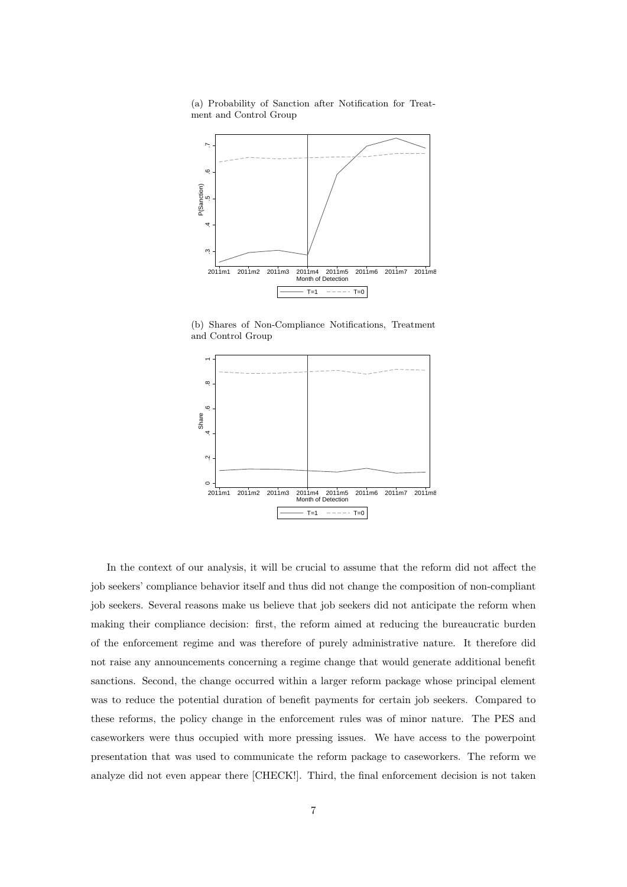(a) Probability of Sanction after Notification for Treatment and Control Group

(b) Shares of Non-Compliance Notifications, Treatment and Control Group

In the context of our analysis, it will be crucial to assume that the reform did not affect the job seekers' compliance behavior itself and thus did not change the composition of non-compliant job seekers. Several reasons make us believe that job seekers did not anticipate the reform when making their compliance decision: first, the reform aimed at reducing the bureaucratic burden of the enforcement regime and was therefore of purely administrative nature. It therefore did not raise any announcements concerning a regime change that would generate additional benefit sanctions. Second, the change occurred within a larger reform package whose principal element was to reduce the potential duration of benefit payments for certain job seekers. Compared to these reforms, the policy change in the enforcement rules was of minor nature. The PES and caseworkers were thus occupied with more pressing issues. We have access to the powerpoint presentation that was used to communicate the reform package to caseworkers. The reform we analyze did not even appear there [CHECK!]. Third, the final enforcement decision is not taken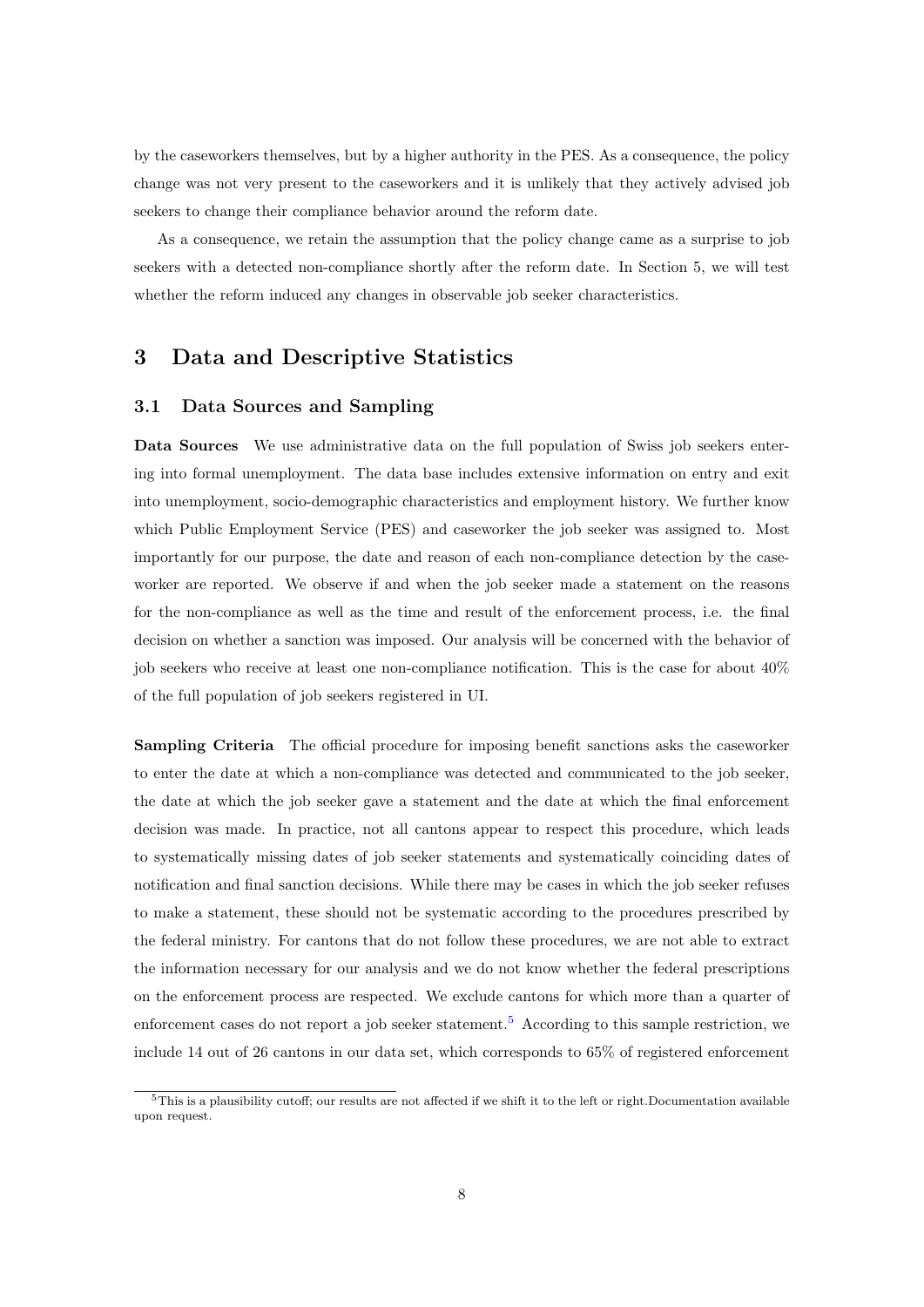by the caseworkers themselves, but by a higher authority in the PES. As a consequence, the policy change was not very present to the caseworkers and it is unlikely that they actively advised job seekers to change their compliance behavior around the reform date.

As a consequence, we retain the assumption that the policy change came as a surprise to job seekers with a detected non-compliance shortly after the reform date. In Section 5, we will test whether the reform induced any changes in observable job seeker characteristics.

# 3 Data and Descriptive Statistics

## 3.1 Data Sources and Sampling

**Data Sources** We use administrative data on the full population of Swiss job seekers entering into formal unemployment. The data base includes extensive information on entry and exit into unemployment, socio-demographic characteristics and employment history. We further know which Public Employment Service (PES) and caseworker the job seeker was assigned to. Most importantly for our purpose, the date and reason of each non-compliance detection by the caseworker are reported. We observe if and when the job seeker made a statement on the reasons for the non-compliance as well as the time and result of the enforcement process, i.e. the final decision on whether a sanction was imposed. Our analysis will be concerned with the behavior of job seekers who receive at least one non-compliance notification. This is the case for about 40% of the full population of job seekers registered in UI.

**Sampling Criteria** The official procedure for imposing benefit sanctions asks the caseworker to enter the date at which a non-compliance was detected and communicated to the job seeker, the date at which the job seeker gave a statement and the date at which the final enforcement decision was made. In practice, not all cantons appear to respect this procedure, which leads to systematically missing dates of job seeker statements and systematically coinciding dates of notification and final sanction decisions. While there may be cases in which the job seeker refuses to make a statement, these should not be systematic according to the procedures prescribed by the federal ministry. For cantons that do not follow these procedures, we are not able to extract the information necessary for our analysis and we do not know whether the federal prescriptions on the enforcement process are respected. We exclude cantons for which more than a quarter of enforcement cases do not report a job seeker statement.[5] According to this sample restriction, we include 14 out of 26 cantons in our data set, which corresponds to 65% of registered enforcement

[5] This is a plausibility cutoff; our results are not affected if we shift it to the left or right.Documentation available upon request.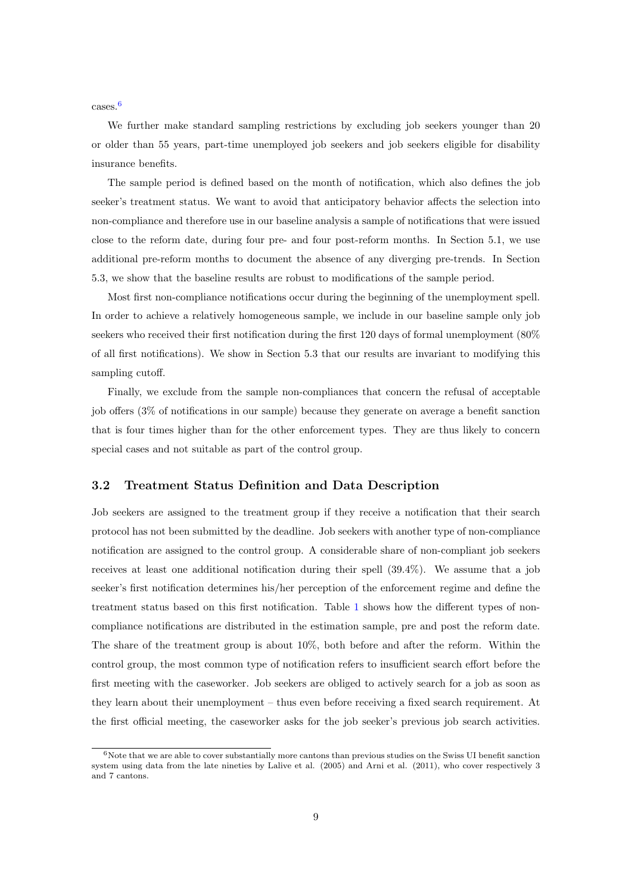cases.[6]

We further make standard sampling restrictions by excluding job seekers younger than 20 or older than 55 years, part-time unemployed job seekers and job seekers eligible for disability insurance benefits.

The sample period is defined based on the month of notification, which also defines the job seeker's treatment status. We want to avoid that anticipatory behavior affects the selection into non-compliance and therefore use in our baseline analysis a sample of notifications that were issued close to the reform date, during four pre- and four post-reform months. In Section 5.1, we use additional pre-reform months to document the absence of any diverging pre-trends. In Section 5.3, we show that the baseline results are robust to modifications of the sample period.

Most first non-compliance notifications occur during the beginning of the unemployment spell. In order to achieve a relatively homogeneous sample, we include in our baseline sample only job seekers who received their first notification during the first 120 days of formal unemployment (80% of all first notifications). We show in Section 5.3 that our results are invariant to modifying this sampling cutoff.

Finally, we exclude from the sample non-compliances that concern the refusal of acceptable job offers (3% of notifications in our sample) because they generate on average a benefit sanction that is four times higher than for the other enforcement types. They are thus likely to concern special cases and not suitable as part of the control group.

## 3.2 Treatment Status Definition and Data Description

Job seekers are assigned to the treatment group if they receive a notification that their search protocol has not been submitted by the deadline. Job seekers with another type of non-compliance notification are assigned to the control group. A considerable share of non-compliant job seekers receives at least one additional notification during their spell (39.4%). We assume that a job seeker's first notification determines his/her perception of the enforcement regime and define the treatment status based on this first notification. Table 1 shows how the different types of non-compliance notifications are distributed in the estimation sample, pre and post the reform date. The share of the treatment group is about 10%, both before and after the reform. Within the control group, the most common type of notification refers to insufficient search effort before the first meeting with the caseworker. Job seekers are obliged to actively search for a job as soon as they learn about their unemployment – thus even before receiving a fixed search requirement. At the first official meeting, the caseworker asks for the job seeker's previous job search activities.

[6] Note that we are able to cover substantially more cantons than previous studies on the Swiss UI benefit sanction system using data from the late nineties by Lalive et al. (2005) and Arni et al. (2011), who cover respectively 3 and 7 cantons.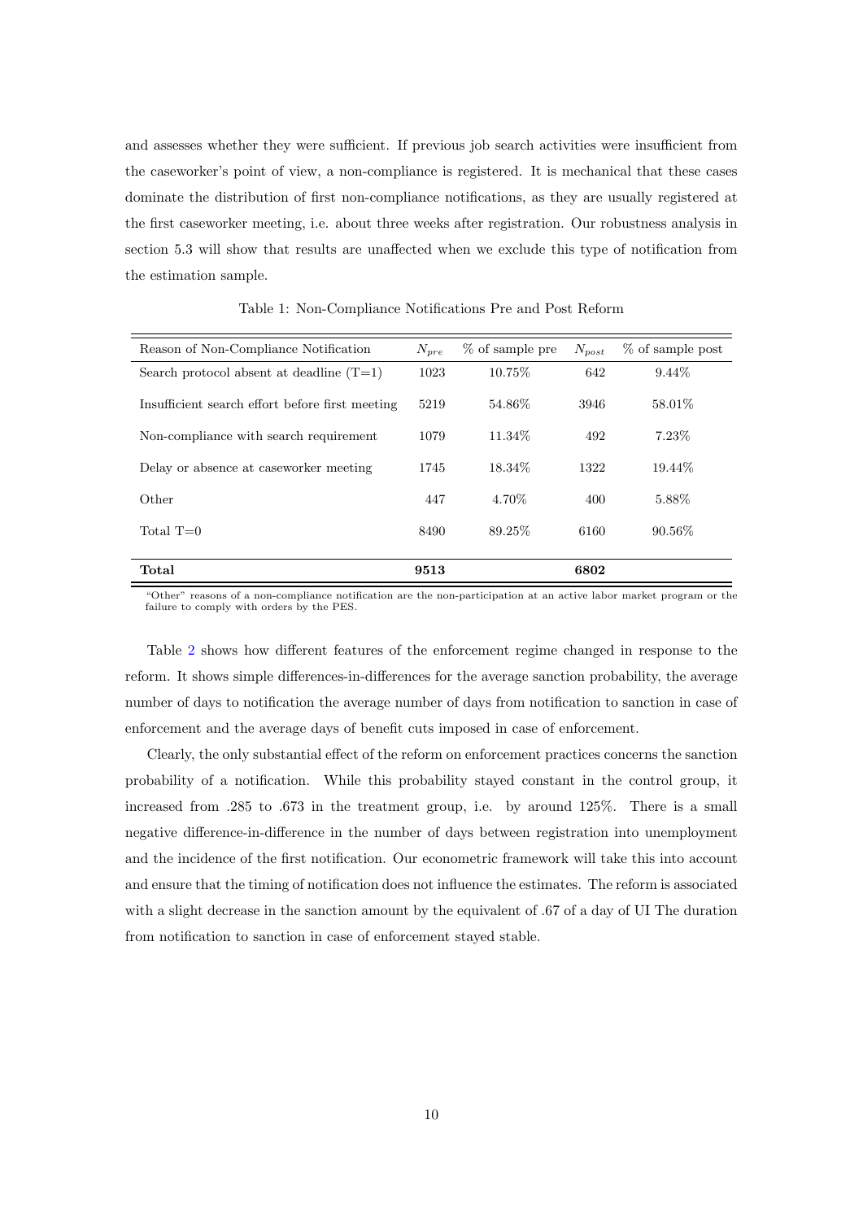and assesses whether they were sufficient. If previous job search activities were insufficient from the caseworker's point of view, a non-compliance is registered. It is mechanical that these cases dominate the distribution of first non-compliance notifications, as they are usually registered at the first caseworker meeting, i.e. about three weeks after registration. Our robustness analysis in section 5.3 will show that results are unaffected when we exclude this type of notification from the estimation sample.

Table 1: Non-Compliance Notifications Pre and Post Reform

| Reason of Non-Compliance Notification | $N_{pre}$ | % of sample pre | $N_{post}$ | % of sample post |
|---|---|---|---|---|
| Search protocol absent at deadline (T=1) | 1023 | 10.75% | 642 | 9.44% |
| Insufficient search effort before first meeting | 5219 | 54.86% | 3946 | 58.01% |
| Non-compliance with search requirement | 1079 | 11.34% | 492 | 7.23% |
| Delay or absence at caseworker meeting | 1745 | 18.34% | 1322 | 19.44% |
| Other | 447 | 4.70% | 400 | 5.88% |
| Total T=0 | 8490 | 89.25% | 6160 | 90.56% |
| **Total** | **9513** | | **6802** | |

"Other" reasons of a non-compliance notification are the non-participation at an active labor market program or the failure to comply with orders by the PES.

Table 2 shows how different features of the enforcement regime changed in response to the reform. It shows simple differences-in-differences for the average sanction probability, the average number of days to notification the average number of days from notification to sanction in case of enforcement and the average days of benefit cuts imposed in case of enforcement.

Clearly, the only substantial effect of the reform on enforcement practices concerns the sanction probability of a notification. While this probability stayed constant in the control group, it increased from .285 to .673 in the treatment group, i.e. by around 125%. There is a small negative difference-in-difference in the number of days between registration into unemployment and the incidence of the first notification. Our econometric framework will take this into account and ensure that the timing of notification does not influence the estimates. The reform is associated with a slight decrease in the sanction amount by the equivalent of .67 of a day of UI The duration from notification to sanction in case of enforcement stayed stable.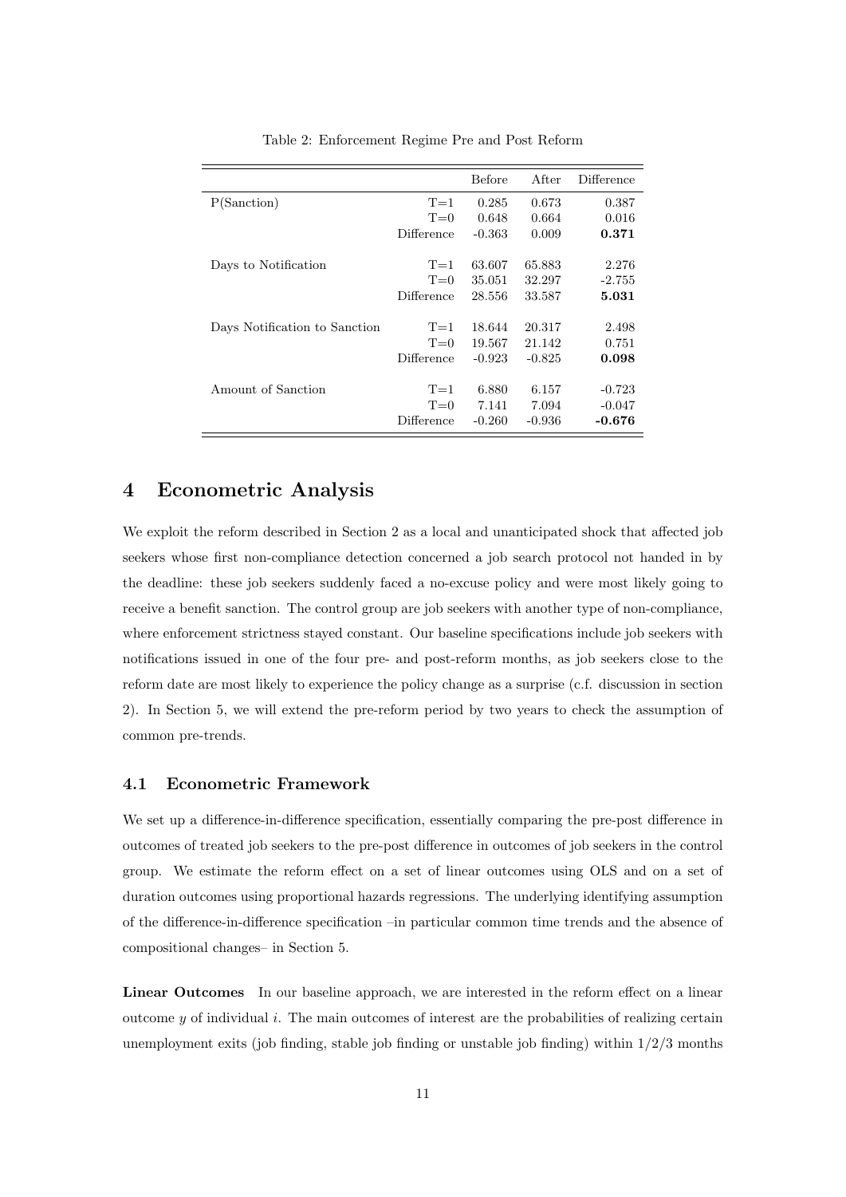Table 2: Enforcement Regime Pre and Post Reform

| | | Before | After | Difference |
|---|---|---|---|---|
| P(Sanction) | T=1 | 0.285 | 0.673 | 0.387 |
| | T=0 | 0.648 | 0.664 | 0.016 |
| | Difference | -0.363 | 0.009 | **0.371** |
| Days to Notification | T=1 | 63.607 | 65.883 | 2.276 |
| | T=0 | 35.051 | 32.297 | -2.755 |
| | Difference | 28.556 | 33.587 | **5.031** |
| Days Notification to Sanction | T=1 | 18.644 | 20.317 | 2.498 |
| | T=0 | 19.567 | 21.142 | 0.751 |
| | Difference | -0.923 | -0.825 | **0.098** |
| Amount of Sanction | T=1 | 6.880 | 6.157 | -0.723 |
| | T=0 | 7.141 | 7.094 | -0.047 |
| | Difference | -0.260 | -0.936 | **-0.676** |

# 4 Econometric Analysis

We exploit the reform described in Section 2 as a local and unanticipated shock that affected job seekers whose first non-compliance detection concerned a job search protocol not handed in by the deadline: these job seekers suddenly faced a no-excuse policy and were most likely going to receive a benefit sanction. The control group are job seekers with another type of non-compliance, where enforcement strictness stayed constant. Our baseline specifications include job seekers with notifications issued in one of the four pre- and post-reform months, as job seekers close to the reform date are most likely to experience the policy change as a surprise (c.f. discussion in section 2). In Section 5, we will extend the pre-reform period by two years to check the assumption of common pre-trends.

## 4.1 Econometric Framework

We set up a difference-in-difference specification, essentially comparing the pre-post difference in outcomes of treated job seekers to the pre-post difference in outcomes of job seekers in the control group. We estimate the reform effect on a set of linear outcomes using OLS and on a set of duration outcomes using proportional hazards regressions. The underlying identifying assumption of the difference-in-difference specification –in particular common time trends and the absence of compositional changes– in Section 5.

**Linear Outcomes** In our baseline approach, we are interested in the reform effect on a linear outcome $y$ of individual $i$. The main outcomes of interest are the probabilities of realizing certain unemployment exits (job finding, stable job finding or unstable job finding) within 1/2/3 months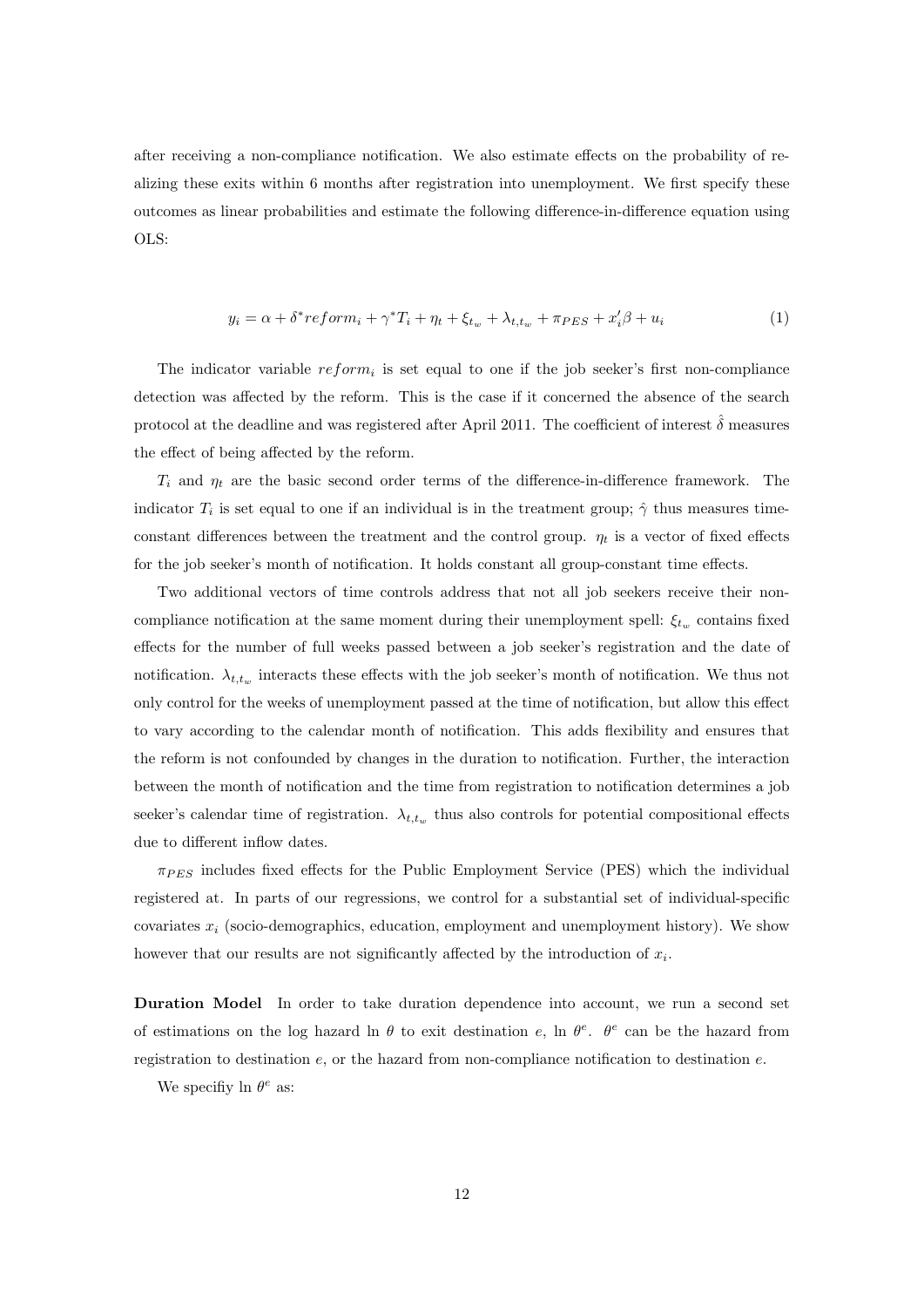after receiving a non-compliance notification. We also estimate effects on the probability of realizing these exits within 6 months after registration into unemployment. We first specify these outcomes as linear probabilities and estimate the following difference-in-difference equation using OLS:

$$y_i = \alpha + \delta^* reform_i + \gamma^* T_i + \eta_t + \xi_{t_w} + \lambda_{t,t_w} + \pi_{PES} + x_i'\beta + u_i \tag{1}$$

The indicator variable $reform_i$ is set equal to one if the job seeker's first non-compliance detection was affected by the reform. This is the case if it concerned the absence of the search protocol at the deadline and was registered after April 2011. The coefficient of interest $\hat{\delta}$ measures the effect of being affected by the reform.

$T_i$ and $\eta_t$ are the basic second order terms of the difference-in-difference framework. The indicator $T_i$ is set equal to one if an individual is in the treatment group; $\hat{\gamma}$ thus measures time-constant differences between the treatment and the control group. $\eta_t$ is a vector of fixed effects for the job seeker's month of notification. It holds constant all group-constant time effects.

Two additional vectors of time controls address that not all job seekers receive their non-compliance notification at the same moment during their unemployment spell: $\xi_{t_w}$ contains fixed effects for the number of full weeks passed between a job seeker's registration and the date of notification. $\lambda_{t,t_w}$ interacts these effects with the job seeker's month of notification. We thus not only control for the weeks of unemployment passed at the time of notification, but allow this effect to vary according to the calendar month of notification. This adds flexibility and ensures that the reform is not confounded by changes in the duration to notification. Further, the interaction between the month of notification and the time from registration to notification determines a job seeker's calendar time of registration. $\lambda_{t,t_w}$ thus also controls for potential compositional effects due to different inflow dates.

$\pi_{PES}$ includes fixed effects for the Public Employment Service (PES) which the individual registered at. In parts of our regressions, we control for a substantial set of individual-specific covariates $x_i$ (socio-demographics, education, employment and unemployment history). We show however that our results are not significantly affected by the introduction of $x_i$.

**Duration Model** In order to take duration dependence into account, we run a second set of estimations on the log hazard $\ln\theta$ to exit destination $e$, $\ln\theta^e$. $\theta^e$ can be the hazard from registration to destination $e$, or the hazard from non-compliance notification to destination $e$.

We specifiy $\ln\theta^e$ as: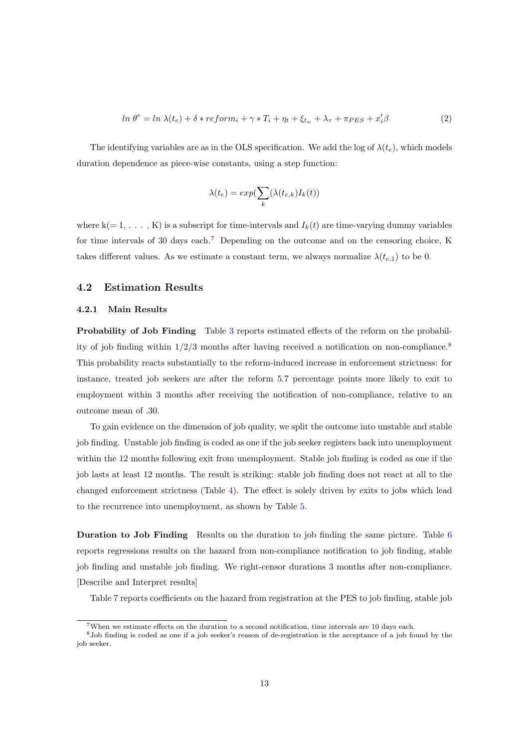$$ln\ \theta^e = ln\ \lambda(t_e) + \delta * reform_i + \gamma * T_i + \eta_t + \xi_{t_w} + \lambda_\tau + \pi_{PES} + x_i'\beta \tag{2}$$

The identifying variables are as in the OLS specification. We add the log of $\lambda(t_e)$, which models duration dependence as piece-wise constants, using a step function:

$$\lambda(t_e) = exp(\sum_k (\lambda(t_{e,k}) I_k(t))$$

where k(= 1, . . . , K) is a subscript for time-intervals and $I_k(t)$ are time-varying dummy variables for time intervals of 30 days each.[7] Depending on the outcome and on the censoring choice, K takes different values. As we estimate a constant term, we always normalize $\lambda(t_{e,1})$ to be 0.

## 4.2 Estimation Results

### 4.2.1 Main Results

**Probability of Job Finding** Table 3 reports estimated effects of the reform on the probability of job finding within 1/2/3 months after having received a notification on non-compliance.[8] This probability reacts substantially to the reform-induced increase in enforcement strictness: for instance, treated job seekers are after the reform 5.7 percentage points more likely to exit to employment within 3 months after receiving the notification of non-compliance, relative to an outcome mean of .30.

To gain evidence on the dimension of job quality, we split the outcome into unstable and stable job finding. Unstable job finding is coded as one if the job seeker registers back into unemployment within the 12 months following exit from unemployment. Stable job finding is coded as one if the job lasts at least 12 months. The result is striking: stable job finding does not react at all to the changed enforcement strictness (Table 4). The effect is solely driven by exits to jobs which lead to the recurrence into unemployment, as shown by Table 5.

**Duration to Job Finding** Results on the duration to job finding the same picture. Table 6 reports regressions results on the hazard from non-compliance notification to job finding, stable job finding and unstable job finding. We right-censor durations 3 months after non-compliance. [Describe and Interpret results]

Table 7 reports coefficients on the hazard from registration at the PES to job finding, stable job

[7] When we estimate effects on the duration to a second notification, time intervals are 10 days each.

[8] Job finding is coded as one if a job seeker's reason of de-registration is the acceptance of a job found by the job seeker.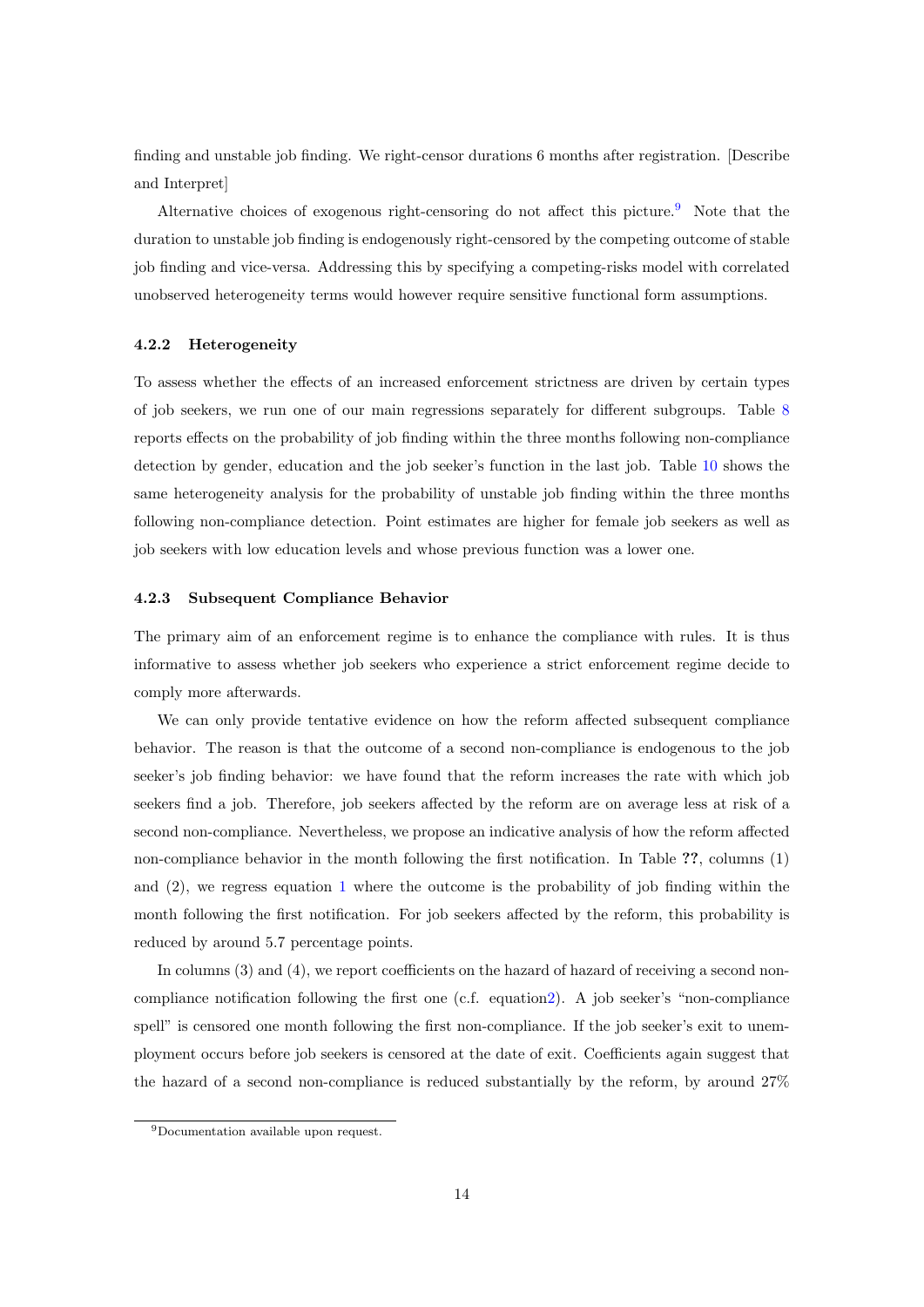finding and unstable job finding. We right-censor durations 6 months after registration. [Describe and Interpret]

Alternative choices of exogenous right-censoring do not affect this picture.[9] Note that the duration to unstable job finding is endogenously right-censored by the competing outcome of stable job finding and vice-versa. Addressing this by specifying a competing-risks model with correlated unobserved heterogeneity terms would however require sensitive functional form assumptions.

#### 4.2.2 Heterogeneity

To assess whether the effects of an increased enforcement strictness are driven by certain types of job seekers, we run one of our main regressions separately for different subgroups. Table 8 reports effects on the probability of job finding within the three months following non-compliance detection by gender, education and the job seeker's function in the last job. Table 10 shows the same heterogeneity analysis for the probability of unstable job finding within the three months following non-compliance detection. Point estimates are higher for female job seekers as well as job seekers with low education levels and whose previous function was a lower one.

#### 4.2.3 Subsequent Compliance Behavior

The primary aim of an enforcement regime is to enhance the compliance with rules. It is thus informative to assess whether job seekers who experience a strict enforcement regime decide to comply more afterwards.

We can only provide tentative evidence on how the reform affected subsequent compliance behavior. The reason is that the outcome of a second non-compliance is endogenous to the job seeker's job finding behavior: we have found that the reform increases the rate with which job seekers find a job. Therefore, job seekers affected by the reform are on average less at risk of a second non-compliance. Nevertheless, we propose an indicative analysis of how the reform affected non-compliance behavior in the month following the first notification. In Table **??**, columns (1) and (2), we regress equation 1 where the outcome is the probability of job finding within the month following the first notification. For job seekers affected by the reform, this probability is reduced by around 5.7 percentage points.

In columns (3) and (4), we report coefficients on the hazard of hazard of receiving a second non-compliance notification following the first one (c.f. equation2). A job seeker's "non-compliance spell" is censored one month following the first non-compliance. If the job seeker's exit to unemployment occurs before job seekers is censored at the date of exit. Coefficients again suggest that the hazard of a second non-compliance is reduced substantially by the reform, by around 27%

[9] Documentation available upon request.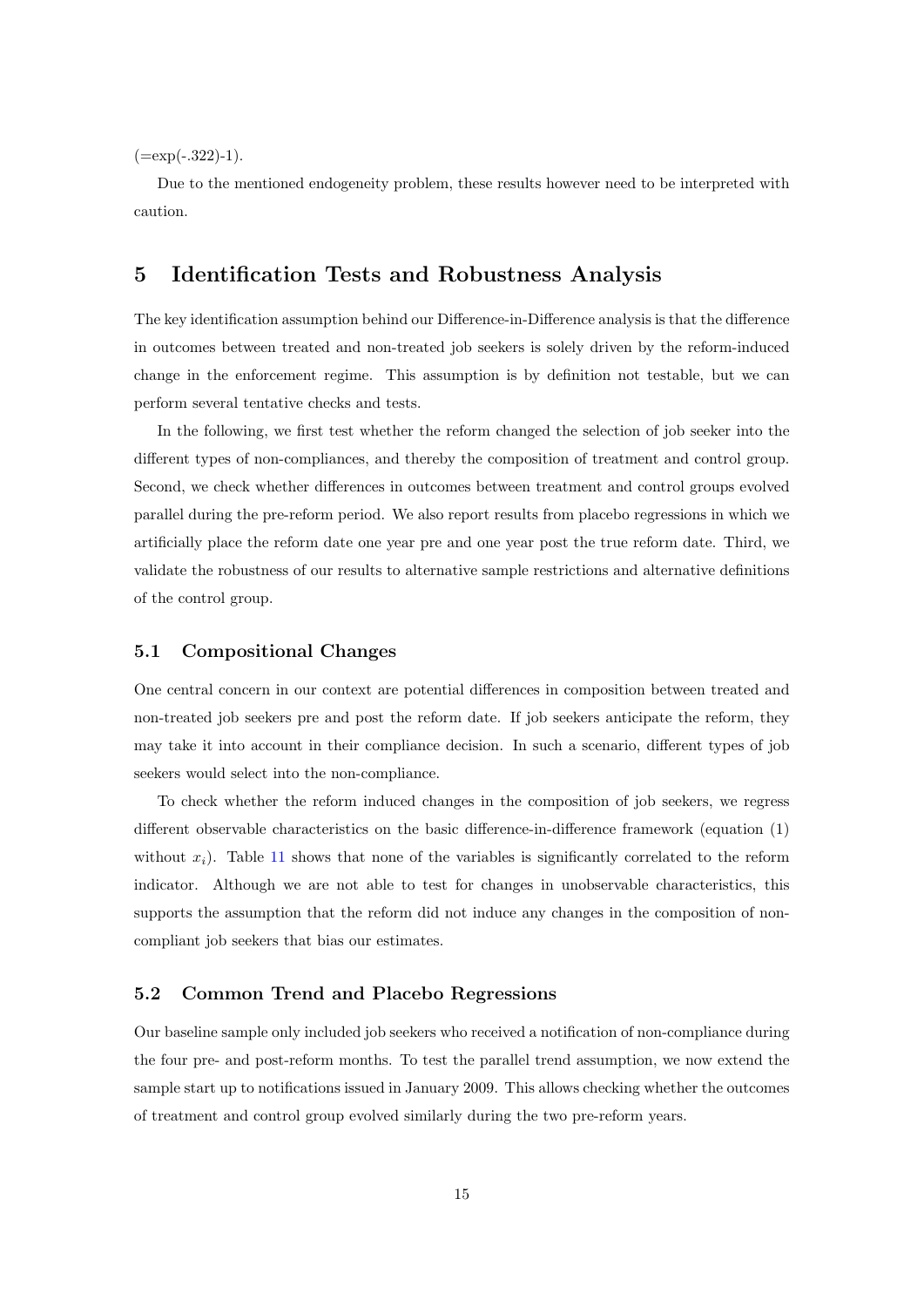(=exp(-.322)-1).

Due to the mentioned endogeneity problem, these results however need to be interpreted with caution.

## 5 Identification Tests and Robustness Analysis

The key identification assumption behind our Difference-in-Difference analysis is that the difference in outcomes between treated and non-treated job seekers is solely driven by the reform-induced change in the enforcement regime. This assumption is by definition not testable, but we can perform several tentative checks and tests.

In the following, we first test whether the reform changed the selection of job seeker into the different types of non-compliances, and thereby the composition of treatment and control group. Second, we check whether differences in outcomes between treatment and control groups evolved parallel during the pre-reform period. We also report results from placebo regressions in which we artificially place the reform date one year pre and one year post the true reform date. Third, we validate the robustness of our results to alternative sample restrictions and alternative definitions of the control group.

### 5.1 Compositional Changes

One central concern in our context are potential differences in composition between treated and non-treated job seekers pre and post the reform date. If job seekers anticipate the reform, they may take it into account in their compliance decision. In such a scenario, different types of job seekers would select into the non-compliance.

To check whether the reform induced changes in the composition of job seekers, we regress different observable characteristics on the basic difference-in-difference framework (equation (1) without $x_i$). Table 11 shows that none of the variables is significantly correlated to the reform indicator. Although we are not able to test for changes in unobservable characteristics, this supports the assumption that the reform did not induce any changes in the composition of non-compliant job seekers that bias our estimates.

### 5.2 Common Trend and Placebo Regressions

Our baseline sample only included job seekers who received a notification of non-compliance during the four pre- and post-reform months. To test the parallel trend assumption, we now extend the sample start up to notifications issued in January 2009. This allows checking whether the outcomes of treatment and control group evolved similarly during the two pre-reform years.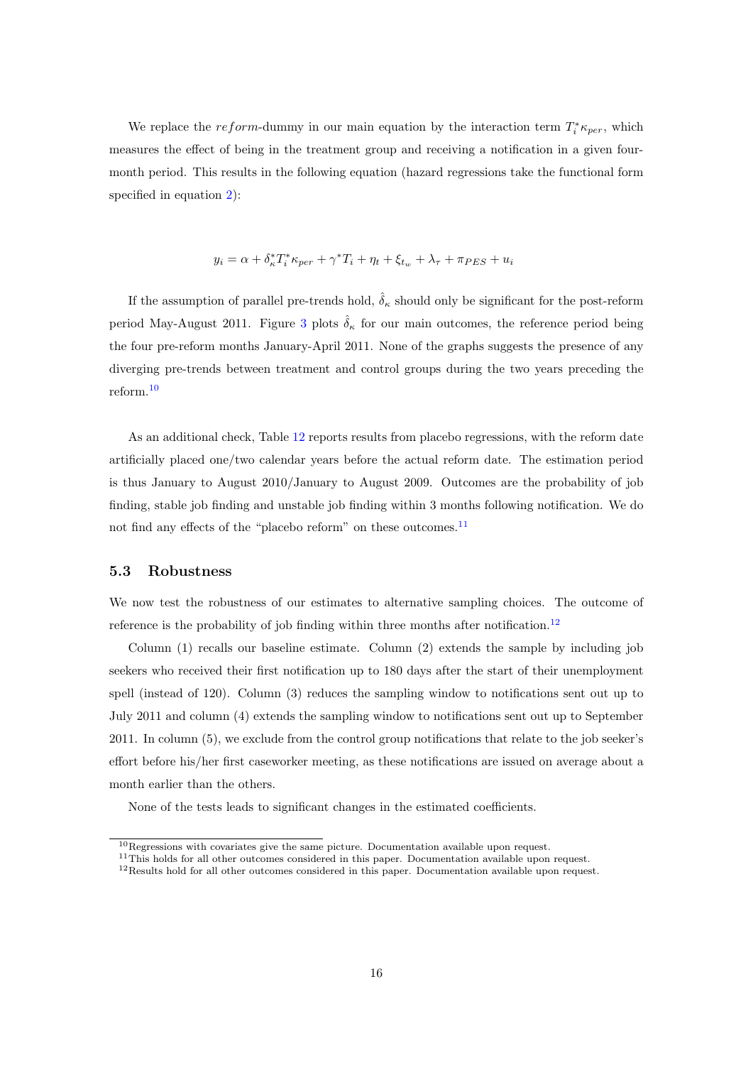We replace the $reform$-dummy in our main equation by the interaction term $T_i^* \kappa_{per}$, which measures the effect of being in the treatment group and receiving a notification in a given four-month period. This results in the following equation (hazard regressions take the functional form specified in equation 2):

$$y_i = \alpha + \delta_\kappa^* T_i^* \kappa_{per} + \gamma^* T_i + \eta_t + \xi_{t_w} + \lambda_\tau + \pi_{PES} + u_i$$

If the assumption of parallel pre-trends hold, $\hat{\delta}_\kappa$ should only be significant for the post-reform period May-August 2011. Figure 3 plots $\hat{\delta}_\kappa$ for our main outcomes, the reference period being the four pre-reform months January-April 2011. None of the graphs suggests the presence of any diverging pre-trends between treatment and control groups during the two years preceding the reform.[10]

As an additional check, Table 12 reports results from placebo regressions, with the reform date artificially placed one/two calendar years before the actual reform date. The estimation period is thus January to August 2010/January to August 2009. Outcomes are the probability of job finding, stable job finding and unstable job finding within 3 months following notification. We do not find any effects of the "placebo reform" on these outcomes.[11]

### 5.3 Robustness

We now test the robustness of our estimates to alternative sampling choices. The outcome of reference is the probability of job finding within three months after notification.[12]

Column (1) recalls our baseline estimate. Column (2) extends the sample by including job seekers who received their first notification up to 180 days after the start of their unemployment spell (instead of 120). Column (3) reduces the sampling window to notifications sent out up to July 2011 and column (4) extends the sampling window to notifications sent out up to September 2011. In column (5), we exclude from the control group notifications that relate to the job seeker's effort before his/her first caseworker meeting, as these notifications are issued on average about a month earlier than the others.

None of the tests leads to significant changes in the estimated coefficients.

[10] Regressions with covariates give the same picture. Documentation available upon request.

[11] This holds for all other outcomes considered in this paper. Documentation available upon request.

[12] Results hold for all other outcomes considered in this paper. Documentation available upon request.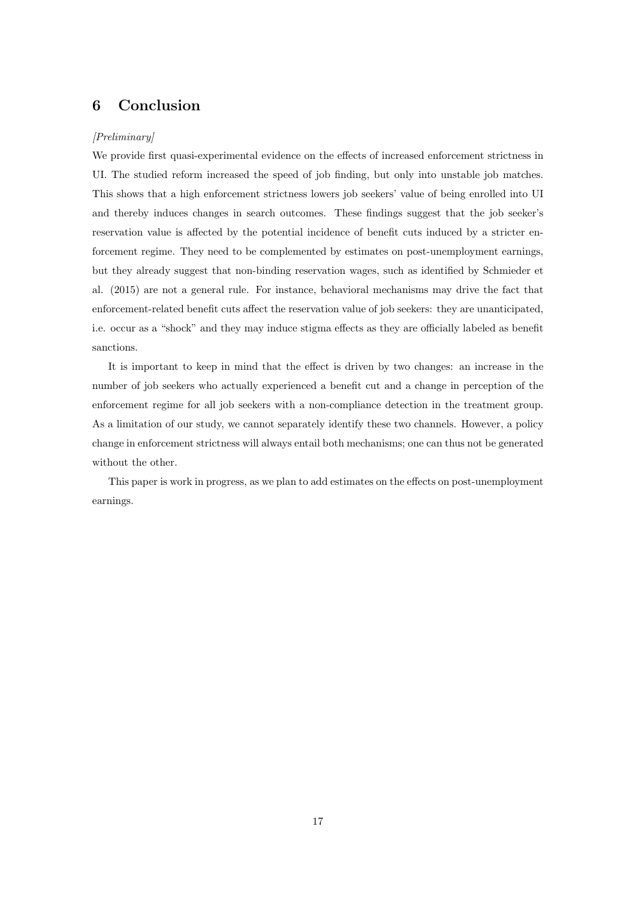## 6 Conclusion

*[Preliminary]*

We provide first quasi-experimental evidence on the effects of increased enforcement strictness in UI. The studied reform increased the speed of job finding, but only into unstable job matches. This shows that a high enforcement strictness lowers job seekers' value of being enrolled into UI and thereby induces changes in search outcomes. These findings suggest that the job seeker's reservation value is affected by the potential incidence of benefit cuts induced by a stricter enforcement regime. They need to be complemented by estimates on post-unemployment earnings, but they already suggest that non-binding reservation wages, such as identified by Schmieder et al. (2015) are not a general rule. For instance, behavioral mechanisms may drive the fact that enforcement-related benefit cuts affect the reservation value of job seekers: they are unanticipated, i.e. occur as a "shock" and they may induce stigma effects as they are officially labeled as benefit sanctions.

It is important to keep in mind that the effect is driven by two changes: an increase in the number of job seekers who actually experienced a benefit cut and a change in perception of the enforcement regime for all job seekers with a non-compliance detection in the treatment group. As a limitation of our study, we cannot separately identify these two channels. However, a policy change in enforcement strictness will always entail both mechanisms; one can thus not be generated without the other.

This paper is work in progress, as we plan to add estimates on the effects on post-unemployment earnings.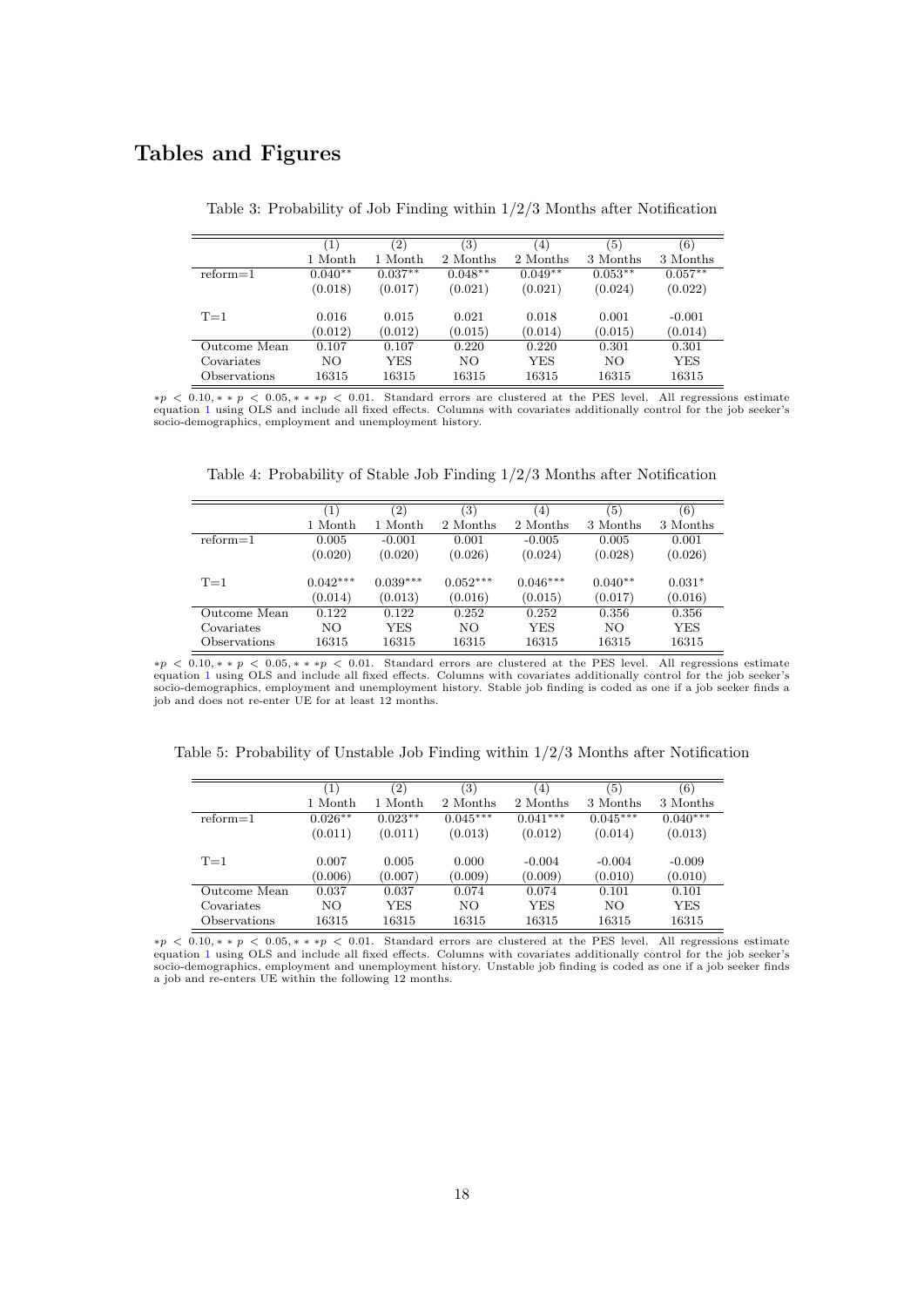## Tables and Figures

Table 3: Probability of Job Finding within 1/2/3 Months after Notification

| | (1) | (2) | (3) | (4) | (5) | (6) |
|---|---|---|---|---|---|---|
| | 1 Month | 1 Month | 2 Months | 2 Months | 3 Months | 3 Months |
| reform=1 | 0.040** | 0.037** | 0.048** | 0.049** | 0.053** | 0.057** |
| | (0.018) | (0.017) | (0.021) | (0.021) | (0.024) | (0.022) |
| T=1 | 0.016 | 0.015 | 0.021 | 0.018 | 0.001 | -0.001 |
| | (0.012) | (0.012) | (0.015) | (0.014) | (0.015) | (0.014) |
| Outcome Mean | 0.107 | 0.107 | 0.220 | 0.220 | 0.301 | 0.301 |
| Covariates | NO | YES | NO | YES | NO | YES |
| Observations | 16315 | 16315 | 16315 | 16315 | 16315 | 16315 |

$*p < 0.10, **p < 0.05, ***p < 0.01$. Standard errors are clustered at the PES level. All regressions estimate equation 1 using OLS and include all fixed effects. Columns with covariates additionally control for the job seeker's socio-demographics, employment and unemployment history.

Table 4: Probability of Stable Job Finding 1/2/3 Months after Notification

| | (1) | (2) | (3) | (4) | (5) | (6) |
|---|---|---|---|---|---|---|
| | 1 Month | 1 Month | 2 Months | 2 Months | 3 Months | 3 Months |
| reform=1 | 0.005 | -0.001 | 0.001 | -0.005 | 0.005 | 0.001 |
| | (0.020) | (0.020) | (0.026) | (0.024) | (0.028) | (0.026) |
| T=1 | 0.042*** | 0.039*** | 0.052*** | 0.046*** | 0.040** | 0.031* |
| | (0.014) | (0.013) | (0.016) | (0.015) | (0.017) | (0.016) |
| Outcome Mean | 0.122 | 0.122 | 0.252 | 0.252 | 0.356 | 0.356 |
| Covariates | NO | YES | NO | YES | NO | YES |
| Observations | 16315 | 16315 | 16315 | 16315 | 16315 | 16315 |

$*p < 0.10, **p < 0.05, ***p < 0.01$. Standard errors are clustered at the PES level. All regressions estimate equation 1 using OLS and include all fixed effects. Columns with covariates additionally control for the job seeker's socio-demographics, employment and unemployment history. Stable job finding is coded as one if a job seeker finds a job and does not re-enter UE for at least 12 months.

Table 5: Probability of Unstable Job Finding within 1/2/3 Months after Notification

| | (1) | (2) | (3) | (4) | (5) | (6) |
|---|---|---|---|---|---|---|
| | 1 Month | 1 Month | 2 Months | 2 Months | 3 Months | 3 Months |
| reform=1 | 0.026** | 0.023** | 0.045*** | 0.041*** | 0.045*** | 0.040*** |
| | (0.011) | (0.011) | (0.013) | (0.012) | (0.014) | (0.013) |
| T=1 | 0.007 | 0.005 | 0.000 | -0.004 | -0.004 | -0.009 |
| | (0.006) | (0.007) | (0.009) | (0.009) | (0.010) | (0.010) |
| Outcome Mean | 0.037 | 0.037 | 0.074 | 0.074 | 0.101 | 0.101 |
| Covariates | NO | YES | NO | YES | NO | YES |
| Observations | 16315 | 16315 | 16315 | 16315 | 16315 | 16315 |

$*p < 0.10, **p < 0.05, ***p < 0.01$. Standard errors are clustered at the PES level. All regressions estimate equation 1 using OLS and include all fixed effects. Columns with covariates additionally control for the job seeker's socio-demographics, employment and unemployment history. Unstable job finding is coded as one if a job seeker finds a job and re-enters UE within the following 12 months.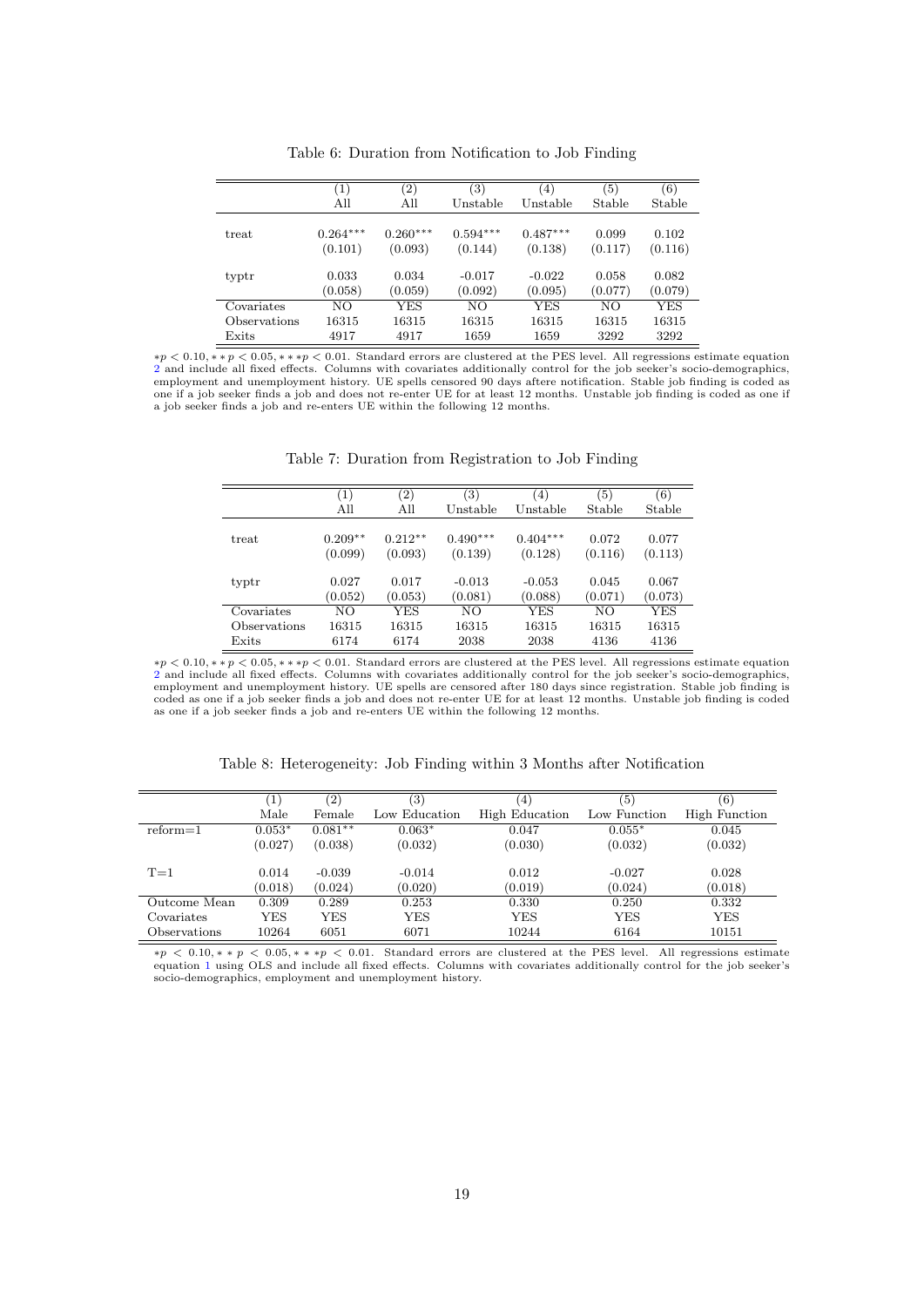Table 6: Duration from Notification to Job Finding

| | (1) | (2) | (3) | (4) | (5) | (6) |
|---|---|---|---|---|---|---|
| | All | All | Unstable | Unstable | Stable | Stable |
| treat | 0.264*** | 0.260*** | 0.594*** | 0.487*** | 0.099 | 0.102 |
| | (0.101) | (0.093) | (0.144) | (0.138) | (0.117) | (0.116) |
| typtr | 0.033 | 0.034 | -0.017 | -0.022 | 0.058 | 0.082 |
| | (0.058) | (0.059) | (0.092) | (0.095) | (0.077) | (0.079) |
| Covariates | NO | YES | NO | YES | NO | YES |
| Observations | 16315 | 16315 | 16315 | 16315 | 16315 | 16315 |
| Exits | 4917 | 4917 | 1659 | 1659 | 3292 | 3292 |

$*p < 0.10, **p < 0.05, ***p < 0.01$. Standard errors are clustered at the PES level. All regressions estimate equation 2 and include all fixed effects. Columns with covariates additionally control for the job seeker's socio-demographics, employment and unemployment history. UE spells censored 90 days aftere notification. Stable job finding is coded as one if a job seeker finds a job and does not re-enter UE for at least 12 months. Unstable job finding is coded as one if a job seeker finds a job and re-enters UE within the following 12 months.

Table 7: Duration from Registration to Job Finding

| | (1) | (2) | (3) | (4) | (5) | (6) |
|---|---|---|---|---|---|---|
| | All | All | Unstable | Unstable | Stable | Stable |
| treat | 0.209** | 0.212** | 0.490*** | 0.404*** | 0.072 | 0.077 |
| | (0.099) | (0.093) | (0.139) | (0.128) | (0.116) | (0.113) |
| typtr | 0.027 | 0.017 | -0.013 | -0.053 | 0.045 | 0.067 |
| | (0.052) | (0.053) | (0.081) | (0.088) | (0.071) | (0.073) |
| Covariates | NO | YES | NO | YES | NO | YES |
| Observations | 16315 | 16315 | 16315 | 16315 | 16315 | 16315 |
| Exits | 6174 | 6174 | 2038 | 2038 | 4136 | 4136 |

$*p < 0.10, **p < 0.05, ***p < 0.01$. Standard errors are clustered at the PES level. All regressions estimate equation 2 and include all fixed effects. Columns with covariates additionally control for the job seeker's socio-demographics, employment and unemployment history. UE spells are censored after 180 days since registration. Stable job finding is coded as one if a job seeker finds a job and does not re-enter UE for at least 12 months. Unstable job finding is coded as one if a job seeker finds a job and re-enters UE within the following 12 months.

Table 8: Heterogeneity: Job Finding within 3 Months after Notification

| | (1) | (2) | (3) | (4) | (5) | (6) |
|---|---|---|---|---|---|---|
| | Male | Female | Low Education | High Education | Low Function | High Function |
| reform=1 | 0.053* | 0.081** | 0.063* | 0.047 | 0.055* | 0.045 |
| | (0.027) | (0.038) | (0.032) | (0.030) | (0.032) | (0.032) |
| T=1 | 0.014 | -0.039 | -0.014 | 0.012 | -0.027 | 0.028 |
| | (0.018) | (0.024) | (0.020) | (0.019) | (0.024) | (0.018) |
| Outcome Mean | 0.309 | 0.289 | 0.253 | 0.330 | 0.250 | 0.332 |
| Covariates | YES | YES | YES | YES | YES | YES |
| Observations | 10264 | 6051 | 6071 | 10244 | 6164 | 10151 |

$*p < 0.10, **p < 0.05, ***p < 0.01$. Standard errors are clustered at the PES level. All regressions estimate equation 1 using OLS and include all fixed effects. Columns with covariates additionally control for the job seeker's socio-demographics, employment and unemployment history.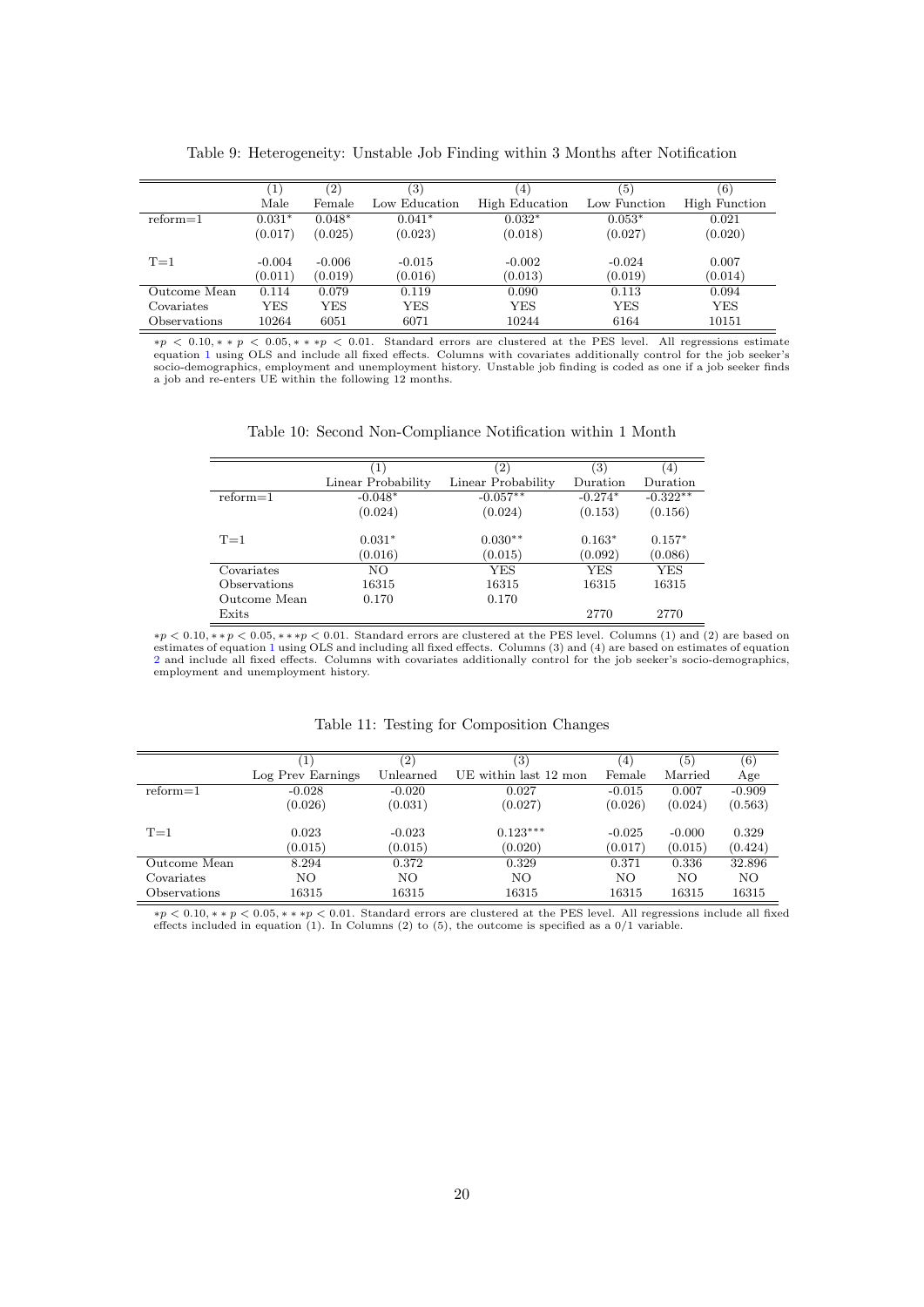Table 9: Heterogeneity: Unstable Job Finding within 3 Months after Notification

| | (1) | (2) | (3) | (4) | (5) | (6) |
|---|---|---|---|---|---|---|
| | Male | Female | Low Education | High Education | Low Function | High Function |
| reform=1 | 0.031* | 0.048* | 0.041* | 0.032* | 0.053* | 0.021 |
| | (0.017) | (0.025) | (0.023) | (0.018) | (0.027) | (0.020) |
| T=1 | -0.004 | -0.006 | -0.015 | -0.002 | -0.024 | 0.007 |
| | (0.011) | (0.019) | (0.016) | (0.013) | (0.019) | (0.014) |
| Outcome Mean | 0.114 | 0.079 | 0.119 | 0.090 | 0.113 | 0.094 |
| Covariates | YES | YES | YES | YES | YES | YES |
| Observations | 10264 | 6051 | 6071 | 10244 | 6164 | 10151 |

$*p < 0.10, **p < 0.05, ***p < 0.01$. Standard errors are clustered at the PES level. All regressions estimate equation 1 using OLS and include all fixed effects. Columns with covariates additionally control for the job seeker's socio-demographics, employment and unemployment history. Unstable job finding is coded as one if a job seeker finds a job and re-enters UE within the following 12 months.

Table 10: Second Non-Compliance Notification within 1 Month

| | (1) | (2) | (3) | (4) |
|---|---|---|---|---|
| | Linear Probability | Linear Probability | Duration | Duration |
| reform=1 | -0.048* | -0.057** | -0.274* | -0.322** |
| | (0.024) | (0.024) | (0.153) | (0.156) |
| T=1 | 0.031* | 0.030** | 0.163* | 0.157* |
| | (0.016) | (0.015) | (0.092) | (0.086) |
| Covariates | NO | YES | YES | YES |
| Observations | 16315 | 16315 | 16315 | 16315 |
| Outcome Mean | 0.170 | 0.170 | | |
| Exits | | | 2770 | 2770 |

$*p < 0.10, **p < 0.05, ***p < 0.01$. Standard errors are clustered at the PES level. Columns (1) and (2) are based on estimates of equation 1 using OLS and including all fixed effects. Columns (3) and (4) are based on estimates of equation 2 and include all fixed effects. Columns with covariates additionally control for the job seeker's socio-demographics, employment and unemployment history.

Table 11: Testing for Composition Changes

| | (1) | (2) | (3) | (4) | (5) | (6) |
|---|---|---|---|---|---|---|
| | Log Prev Earnings | Unlearned | UE within last 12 mon | Female | Married | Age |
| reform=1 | -0.028 | -0.020 | 0.027 | -0.015 | 0.007 | -0.909 |
| | (0.026) | (0.031) | (0.027) | (0.026) | (0.024) | (0.563) |
| T=1 | 0.023 | -0.023 | 0.123*** | -0.025 | -0.000 | 0.329 |
| | (0.015) | (0.015) | (0.020) | (0.017) | (0.015) | (0.424) |
| Outcome Mean | 8.294 | 0.372 | 0.329 | 0.371 | 0.336 | 32.896 |
| Covariates | NO | NO | NO | NO | NO | NO |
| Observations | 16315 | 16315 | 16315 | 16315 | 16315 | 16315 |

$*p < 0.10, **p < 0.05, ***p < 0.01$. Standard errors are clustered at the PES level. All regressions include all fixed effects included in equation (1). In Columns (2) to (5), the outcome is specified as a 0/1 variable.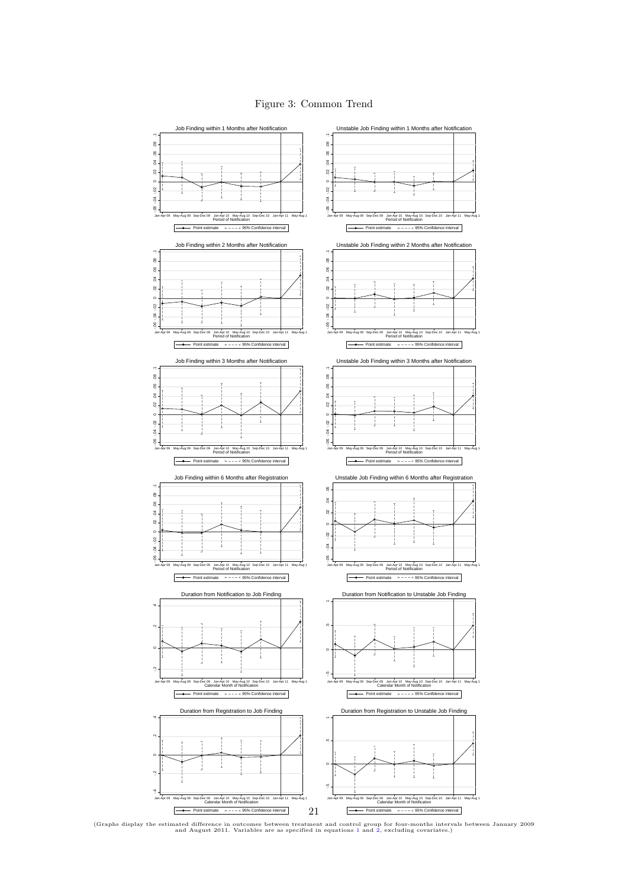Figure 3: Common Trend

(Graphs display the estimated difference in outcomes between treatment and control group for four-months intervals between January 2009 and August 2011. Variables are as specified in equations 1 and 2, excluding covariates.)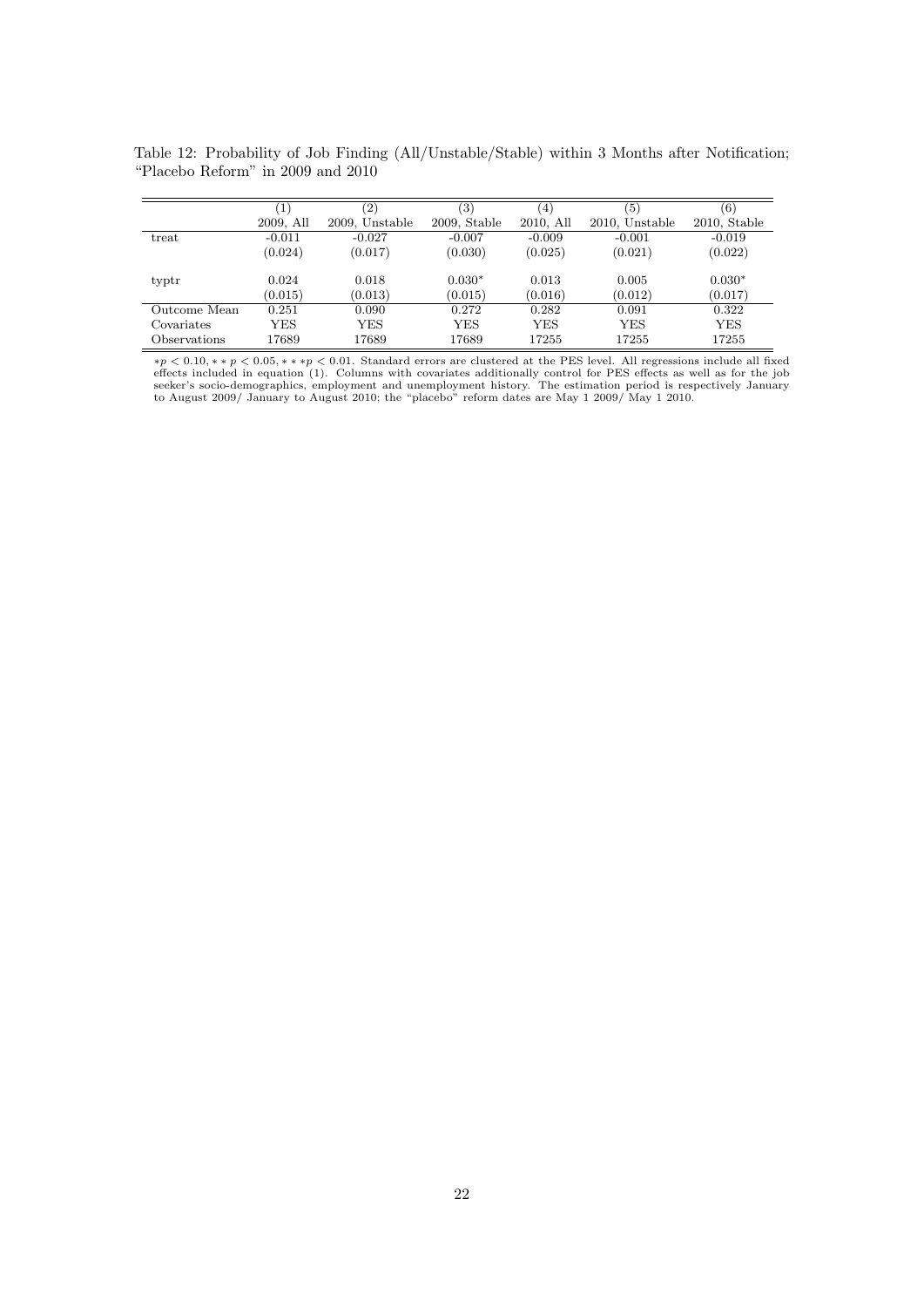Table 12: Probability of Job Finding (All/Unstable/Stable) within 3 Months after Notification; "Placebo Reform" in 2009 and 2010

| | (1) | (2) | (3) | (4) | (5) | (6) |
|---|---|---|---|---|---|---|
| | 2009, All | 2009, Unstable | 2009, Stable | 2010, All | 2010, Unstable | 2010, Stable |
| treat | -0.011 | -0.027 | -0.007 | -0.009 | -0.001 | -0.019 |
| | (0.024) | (0.017) | (0.030) | (0.025) | (0.021) | (0.022) |
| typtr | 0.024 | 0.018 | 0.030* | 0.013 | 0.005 | 0.030* |
| | (0.015) | (0.013) | (0.015) | (0.016) | (0.012) | (0.017) |
| Outcome Mean | 0.251 | 0.090 | 0.272 | 0.282 | 0.091 | 0.322 |
| Covariates | YES | YES | YES | YES | YES | YES |
| Observations | 17689 | 17689 | 17689 | 17255 | 17255 | 17255 |

$*p < 0.10, **p < 0.05, ***p < 0.01$. Standard errors are clustered at the PES level. All regressions include all fixed effects included in equation (1). Columns with covariates additionally control for PES effects as well as for the job seeker's socio-demographics, employment and unemployment history. The estimation period is respectively January to August 2009/ January to August 2010; the "placebo" reform dates are May 1 2009/ May 1 2010.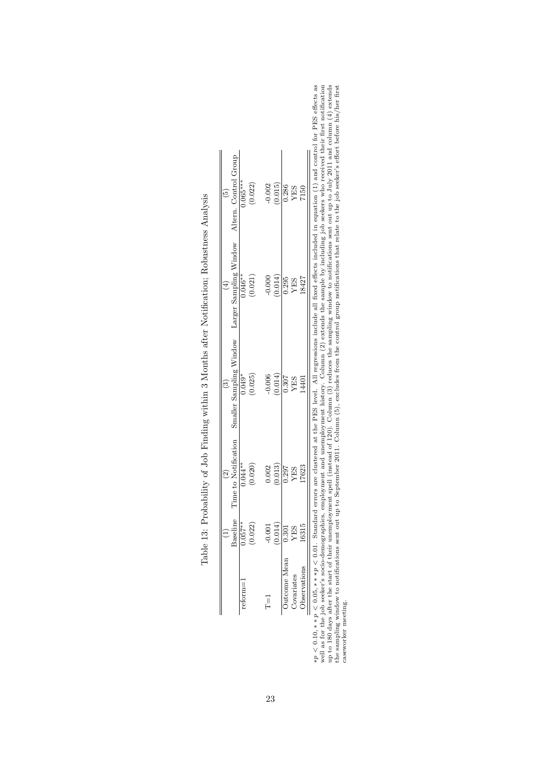Table 13: Probability of Job Finding within 3 Months after Notification; Robustness Analysis

| | (1) | (2) | (3) | (4) | (5) |
|---|---|---|---|---|---|
| | Baseline | Time to Notification | Smaller Sampling Window | Larger Sampling Window | Altern. Control Group |
| reform=1 | 0.057** | 0.044** | 0.049* | 0.046** | 0.065*** |
| | (0.022) | (0.020) | (0.025) | (0.021) | (0.022) |
| T=1 | -0.001 | 0.002 | -0.006 | -0.000 | -0.002 |
| | (0.014) | (0.013) | (0.014) | (0.014) | (0.015) |
| Outcome Mean | 0.301 | 0.297 | 0.307 | 0.295 | 0.286 |
| Covariates | YES | YES | YES | YES | YES |
| Observations | 16315 | 17623 | 14401 | 18427 | 7150 |

$*p < 0.10$, $**p < 0.05$, $***p < 0.01$. Standard errors are clustered at the PES level. All regressions include all fixed effects included in equation (1) and control for PES effects as well as for the job seeker's socio-demographics, employment and unemployment history. Column (2) extends the sample by including job seekers who received their first notification up to 180 days after the start of their unemployment spell (instead of 120). Column (3) reduces the sampling window to notifications sent out up to July 2011 and column (4) extends the sampling window to notifications sent out up to September 2011. Column (5), excludes from the control group notifications that relate to the job seeker's effort before his/her first caseworker meeting.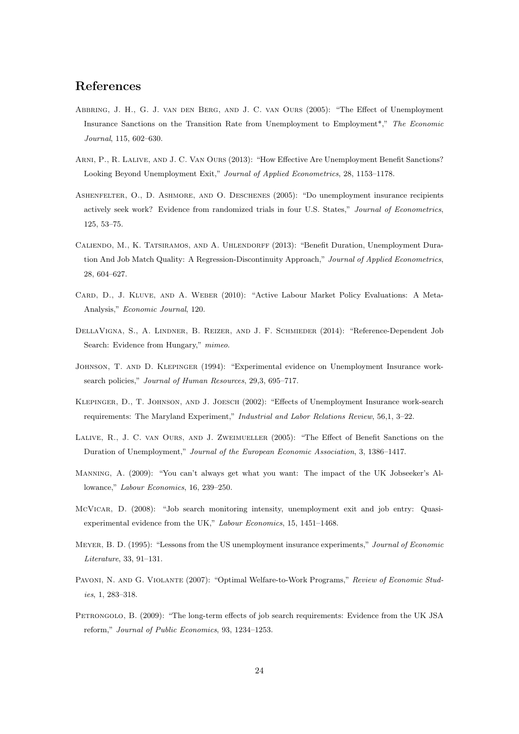## References

Abbring, J. H., G. J. van den Berg, and J. C. van Ours (2005): "The Effect of Unemployment Insurance Sanctions on the Transition Rate from Unemployment to Employment*," *The Economic Journal*, 115, 602–630.

Arni, P., R. Lalive, and J. C. Van Ours (2013): "How Effective Are Unemployment Benefit Sanctions? Looking Beyond Unemployment Exit," *Journal of Applied Econometrics*, 28, 1153–1178.

Ashenfelter, O., D. Ashmore, and O. Deschenes (2005): "Do unemployment insurance recipients actively seek work? Evidence from randomized trials in four U.S. States," *Journal of Econometrics*, 125, 53–75.

Caliendo, M., K. Tatsiramos, and A. Uhlendorff (2013): "Benefit Duration, Unemployment Duration And Job Match Quality: A Regression-Discontinuity Approach," *Journal of Applied Econometrics*, 28, 604–627.

Card, D., J. Kluve, and A. Weber (2010): "Active Labour Market Policy Evaluations: A Meta-Analysis," *Economic Journal*, 120.

DellaVigna, S., A. Lindner, B. Reizer, and J. F. Schmieder (2014): "Reference-Dependent Job Search: Evidence from Hungary," *mimeo*.

Johnson, T. and D. Klepinger (1994): "Experimental evidence on Unemployment Insurance work-search policies," *Journal of Human Resources*, 29,3, 695–717.

Klepinger, D., T. Johnson, and J. Joesch (2002): "Effects of Unemployment Insurance work-search requirements: The Maryland Experiment," *Industrial and Labor Relations Review*, 56,1, 3–22.

Lalive, R., J. C. van Ours, and J. Zweimueller (2005): "The Effect of Benefit Sanctions on the Duration of Unemployment," *Journal of the European Economic Association*, 3, 1386–1417.

Manning, A. (2009): "You can't always get what you want: The impact of the UK Jobseeker's Allowance," *Labour Economics*, 16, 239–250.

McVicar, D. (2008): "Job search monitoring intensity, unemployment exit and job entry: Quasi-experimental evidence from the UK," *Labour Economics*, 15, 1451–1468.

Meyer, B. D. (1995): "Lessons from the US unemployment insurance experiments," *Journal of Economic Literature*, 33, 91–131.

Pavoni, N. and G. Violante (2007): "Optimal Welfare-to-Work Programs," *Review of Economic Studies*, 1, 283–318.

Petrongolo, B. (2009): "The long-term effects of job search requirements: Evidence from the UK JSA reform," *Journal of Public Economics*, 93, 1234–1253.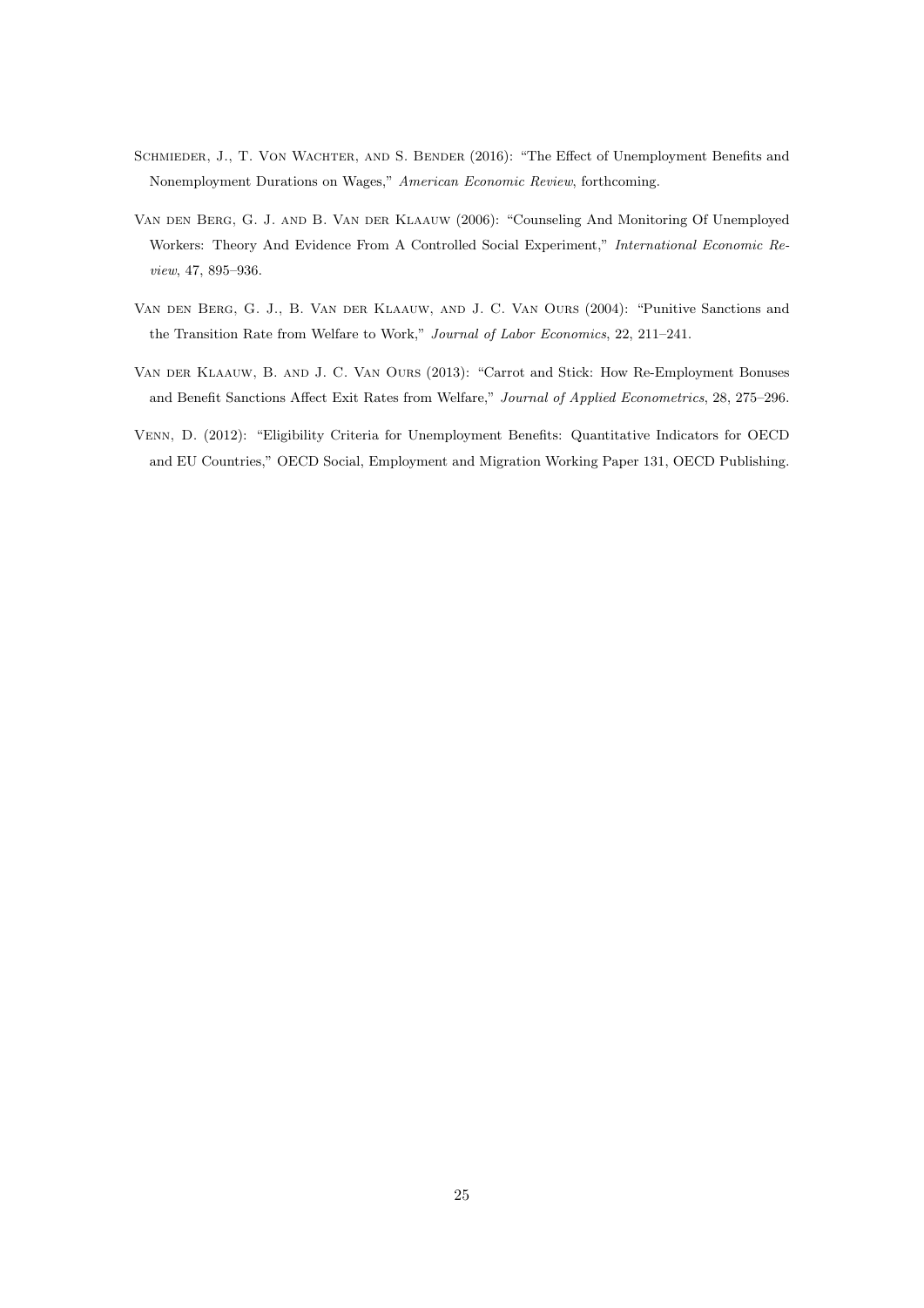Schmieder, J., T. Von Wachter, and S. Bender (2016): "The Effect of Unemployment Benefits and Nonemployment Durations on Wages," *American Economic Review*, forthcoming.

Van den Berg, G. J. and B. Van der Klaauw (2006): "Counseling And Monitoring Of Unemployed Workers: Theory And Evidence From A Controlled Social Experiment," *International Economic Review*, 47, 895–936.

Van den Berg, G. J., B. Van der Klaauw, and J. C. Van Ours (2004): "Punitive Sanctions and the Transition Rate from Welfare to Work," *Journal of Labor Economics*, 22, 211–241.

Van der Klaauw, B. and J. C. Van Ours (2013): "Carrot and Stick: How Re-Employment Bonuses and Benefit Sanctions Affect Exit Rates from Welfare," *Journal of Applied Econometrics*, 28, 275–296.

Venn, D. (2012): "Eligibility Criteria for Unemployment Benefits: Quantitative Indicators for OECD and EU Countries," OECD Social, Employment and Migration Working Paper 131, OECD Publishing.